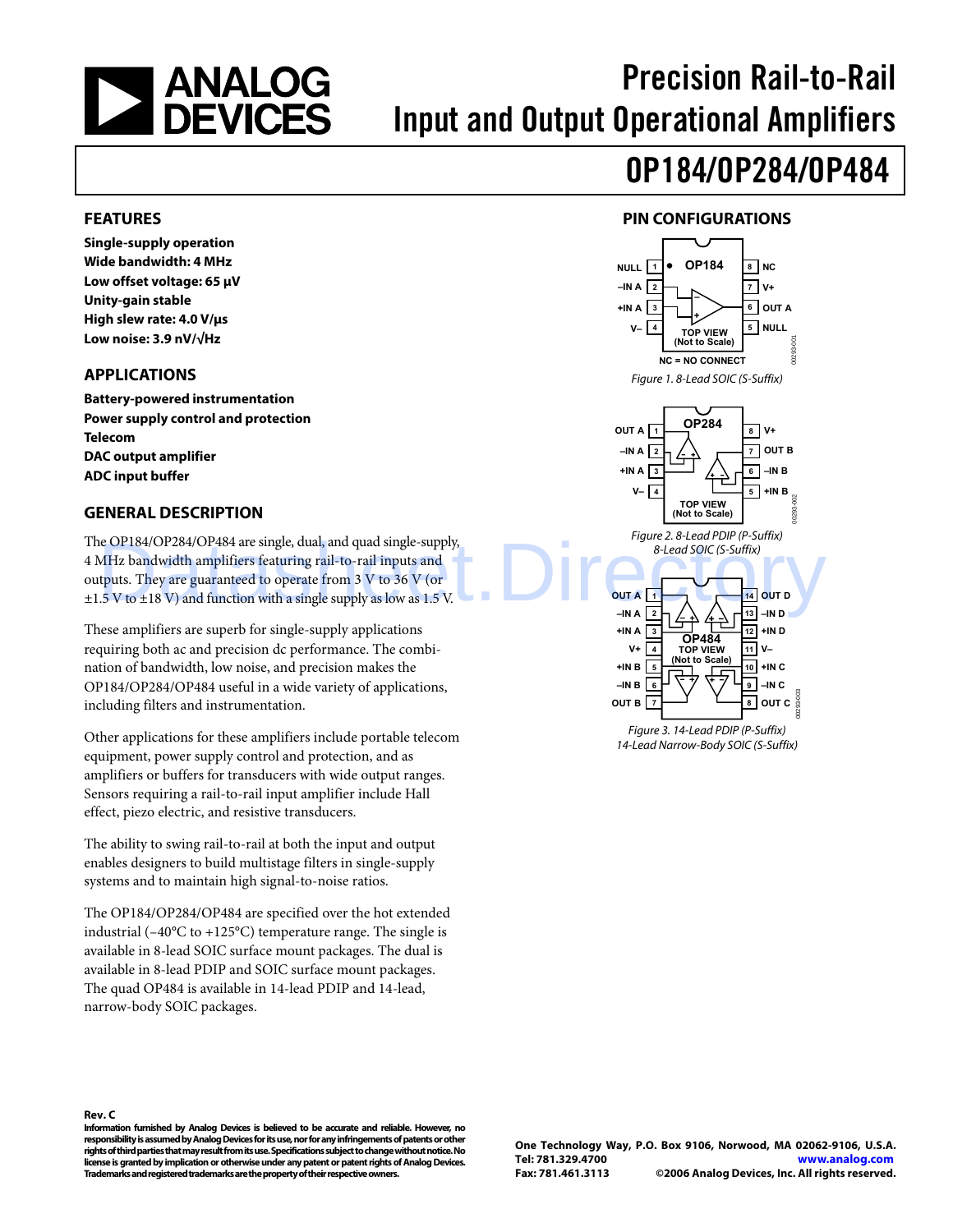# Precision Rail-to-Rail Input and Output Operational Amplifiers

# OP184/OP284/OP484

## FEATURES

**Single-supply operation**
**Wide bandwidth: 4 MHz**
**Low offset voltage: 65 μV**
**Unity-gain stable**
**High slew rate: 4.0 V/μs**
**Low noise: 3.9 nV/√Hz**

## APPLICATIONS

**Battery-powered instrumentation**
**Power supply control and protection**
**Telecom**
**DAC output amplifier**
**ADC input buffer**

## GENERAL DESCRIPTION

The OP184/OP284/OP484 are single, dual, and quad single-supply, 4 MHz bandwidth amplifiers featuring rail-to-rail inputs and outputs. They are guaranteed to operate from 3 V to 36 V (or ±1.5 V to ±18 V) and function with a single supply as low as 1.5 V.

These amplifiers are superb for single-supply applications requiring both ac and precision dc performance. The combination of bandwidth, low noise, and precision makes the OP184/OP284/OP484 useful in a wide variety of applications, including filters and instrumentation.

Other applications for these amplifiers include portable telecom equipment, power supply control and protection, and as amplifiers or buffers for transducers with wide output ranges. Sensors requiring a rail-to-rail input amplifier include Hall effect, piezo electric, and resistive transducers.

The ability to swing rail-to-rail at both the input and output enables designers to build multistage filters in single-supply systems and to maintain high signal-to-noise ratios.

The OP184/OP284/OP484 are specified over the hot extended industrial (−40°C to +125°C) temperature range. The single is available in 8-lead SOIC surface mount packages. The dual is available in 8-lead PDIP and SOIC surface mount packages. The quad OP484 is available in 14-lead PDIP and 14-lead, narrow-body SOIC packages.

## PIN CONFIGURATIONS

OP184: 1 NULL, 2 –IN A, 3 +IN A, 4 V–, 5 NULL, 6 OUT A, 7 V+, 8 NC (TOP VIEW, Not to Scale). NC = NO CONNECT

*Figure 1. 8-Lead SOIC (S-Suffix)*

OP284: 1 OUT A, 2 –IN A, 3 +IN A, 4 V–, 5 +IN B, 6 –IN B, 7 OUT B, 8 V+ (TOP VIEW, Not to Scale)

*Figure 2. 8-Lead PDIP (P-Suffix) 8-Lead SOIC (S-Suffix)*

OP484: 1 OUT A, 2 –IN A, 3 +IN A, 4 V+, 5 +IN B, 6 –IN B, 7 OUT B, 8 OUT C, 9 –IN C, 10 +IN C, 11 V–, 12 +IN D, 13 –IN D, 14 OUT D (TOP VIEW, Not to Scale)

*Figure 3. 14-Lead PDIP (P-Suffix) 14-Lead Narrow-Body SOIC (S-Suffix)*

**Rev. C**

**Information furnished by Analog Devices is believed to be accurate and reliable. However, no responsibility is assumed by Analog Devices for its use, nor for any infringements of patents or other rights of third parties that may result from its use. Specifications subject to change without notice. No license is granted by implication or otherwise under any patent or patent rights of Analog Devices. Trademarks and registered trademarks are the property of their respective owners.**

**One Technology Way, P.O. Box 9106, Norwood, MA 02062-9106, U.S.A.**
**Tel: 781.329.4700 www.analog.com**
**Fax: 781.461.3113 ©2006 Analog Devices, Inc. All rights reserved.**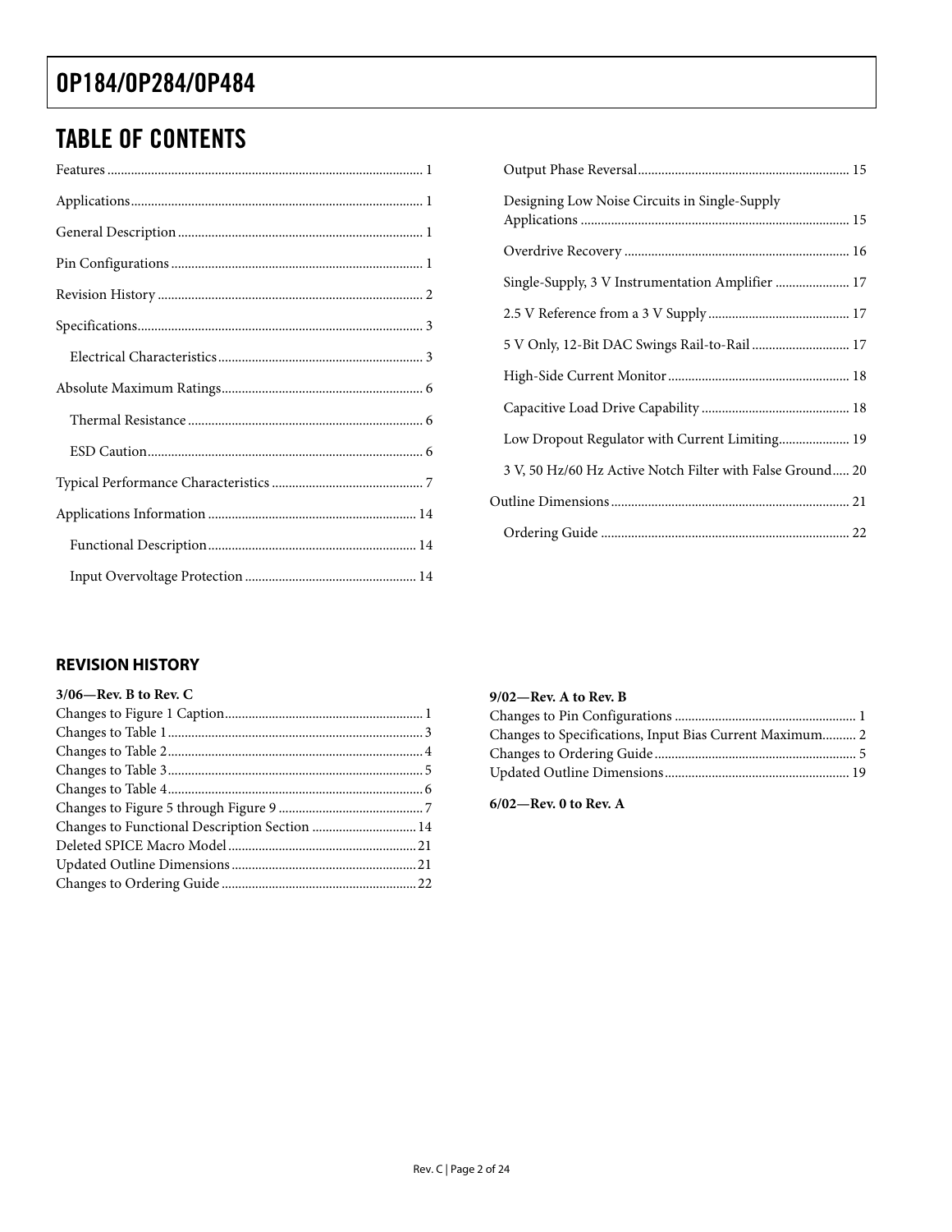## TABLE OF CONTENTS

Features ... 1
Applications ... 1
General Description ... 1
Pin Configurations ... 1
Revision History ... 2
Specifications ... 3
- Electrical Characteristics ... 3

Absolute Maximum Ratings ... 6
- Thermal Resistance ... 6
- ESD Caution ... 6

Typical Performance Characteristics ... 7
Applications Information ... 14
- Functional Description ... 14
- Input Overvoltage Protection ... 14
- Output Phase Reversal ... 15
- Designing Low Noise Circuits in Single-Supply Applications ... 15
- Overdrive Recovery ... 16
- Single-Supply, 3 V Instrumentation Amplifier ... 17
- 2.5 V Reference from a 3 V Supply ... 17
- 5 V Only, 12-Bit DAC Swings Rail-to-Rail ... 17
- High-Side Current Monitor ... 18
- Capacitive Load Drive Capability ... 18
- Low Dropout Regulator with Current Limiting ... 19
- 3 V, 50 Hz/60 Hz Active Notch Filter with False Ground ... 20

Outline Dimensions ... 21
- Ordering Guide ... 22

### REVISION HISTORY

**3/06—Rev. B to Rev. C**

Changes to Figure 1 Caption ... 1
Changes to Table 1 ... 3
Changes to Table 2 ... 4
Changes to Table 3 ... 5
Changes to Table 4 ... 6
Changes to Figure 5 through Figure 9 ... 7
Changes to Functional Description Section ... 14
Deleted SPICE Macro Model ... 21
Updated Outline Dimensions ... 21
Changes to Ordering Guide ... 22

**9/02—Rev. A to Rev. B**

Changes to Pin Configurations ... 1
Changes to Specifications, Input Bias Current Maximum ... 2
Changes to Ordering Guide ... 5
Updated Outline Dimensions ... 19

**6/02—Rev. 0 to Rev. A**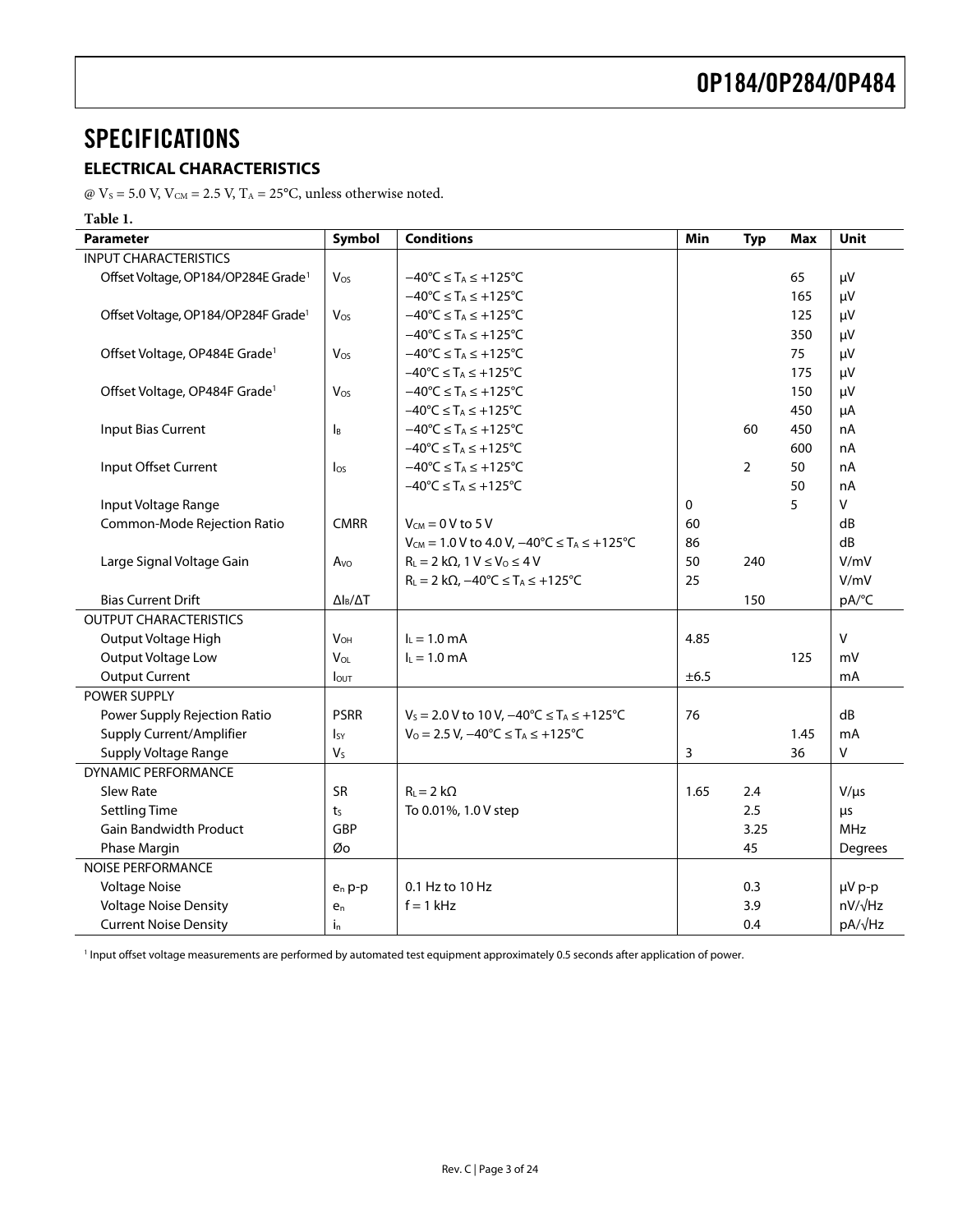# SPECIFICATIONS

## ELECTRICAL CHARACTERISTICS

@ $V_S$ = 5.0 V, $V_{CM}$ = 2.5 V, $T_A$ = 25°C, unless otherwise noted.

**Table 1.**

| Parameter | Symbol | Conditions | Min | Typ | Max | Unit |
|---|---|---|---|---|---|---|
| INPUT CHARACTERISTICS | | | | | | |
| Offset Voltage, OP184/OP284E Grade[1] | $V_{OS}$ | −40°C ≤ $T_A$ ≤ +125°C | | | 65 | μV |
| | | −40°C ≤ $T_A$ ≤ +125°C | | | 165 | μV |
| Offset Voltage, OP184/OP284F Grade[1] | $V_{OS}$ | −40°C ≤ $T_A$ ≤ +125°C | | | 125 | μV |
| | | −40°C ≤ $T_A$ ≤ +125°C | | | 350 | μV |
| Offset Voltage, OP484E Grade[1] | $V_{OS}$ | −40°C ≤ $T_A$ ≤ +125°C | | | 75 | μV |
| | | −40°C ≤ $T_A$ ≤ +125°C | | | 175 | μV |
| Offset Voltage, OP484F Grade[1] | $V_{OS}$ | −40°C ≤ $T_A$ ≤ +125°C | | | 150 | μV |
| | | −40°C ≤ $T_A$ ≤ +125°C | | | 450 | μA |
| Input Bias Current | $I_B$ | −40°C ≤ $T_A$ ≤ +125°C | | 60 | 450 | nA |
| | | −40°C ≤ $T_A$ ≤ +125°C | | | 600 | nA |
| Input Offset Current | $I_{OS}$ | −40°C ≤ $T_A$ ≤ +125°C | | 2 | 50 | nA |
| | | −40°C ≤ $T_A$ ≤ +125°C | | | 50 | nA |
| Input Voltage Range | | | 0 | | 5 | V |
| Common-Mode Rejection Ratio | CMRR | $V_{CM}$ = 0 V to 5 V | 60 | | | dB |
| | | $V_{CM}$ = 1.0 V to 4.0 V, −40°C ≤ $T_A$ ≤ +125°C | 86 | | | dB |
| Large Signal Voltage Gain | $A_{VO}$ | $R_L$ = 2 kΩ, 1 V ≤ $V_O$ ≤ 4 V | 50 | 240 | | V/mV |
| | | $R_L$ = 2 kΩ, −40°C ≤ $T_A$ ≤ +125°C | 25 | | | V/mV |
| Bias Current Drift | $\Delta I_B/\Delta T$ | | | 150 | | pA/°C |
| OUTPUT CHARACTERISTICS | | | | | | |
| Output Voltage High | $V_{OH}$ | $I_L$ = 1.0 mA | 4.85 | | | V |
| Output Voltage Low | $V_{OL}$ | $I_L$ = 1.0 mA | | | 125 | mV |
| Output Current | $I_{OUT}$ | | ±6.5 | | | mA |
| POWER SUPPLY | | | | | | |
| Power Supply Rejection Ratio | PSRR | $V_S$ = 2.0 V to 10 V, −40°C ≤ $T_A$ ≤ +125°C | 76 | | | dB |
| Supply Current/Amplifier | $I_{SY}$ | $V_O$ = 2.5 V, −40°C ≤ $T_A$ ≤ +125°C | | | 1.45 | mA |
| Supply Voltage Range | $V_S$ | | 3 | | 36 | V |
| DYNAMIC PERFORMANCE | | | | | | |
| Slew Rate | SR | $R_L$ = 2 kΩ | 1.65 | 2.4 | | V/μs |
| Settling Time | $t_S$ | To 0.01%, 1.0 V step | | 2.5 | | μs |
| Gain Bandwidth Product | GBP | | | 3.25 | | MHz |
| Phase Margin | Øo | | | 45 | | Degrees |
| NOISE PERFORMANCE | | | | | | |
| Voltage Noise | $e_n$ p-p | 0.1 Hz to 10 Hz | | 0.3 | | μV p-p |
| Voltage Noise Density | $e_n$ | f = 1 kHz | | 3.9 | | nV/√Hz |
| Current Noise Density | $i_n$ | | | 0.4 | | pA/√Hz |

[1] Input offset voltage measurements are performed by automated test equipment approximately 0.5 seconds after application of power.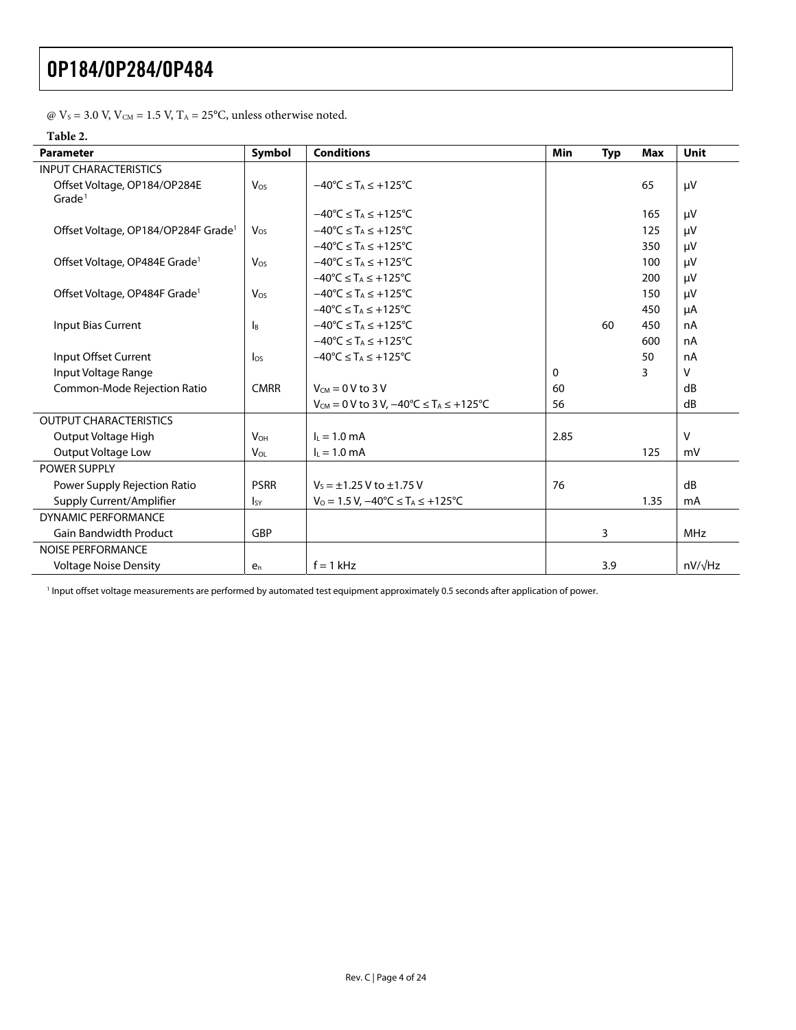@ $V_S$ = 3.0 V, $V_{CM}$ = 1.5 V, $T_A$ = 25°C, unless otherwise noted.

**Table 2.**

| Parameter | Symbol | Conditions | Min | Typ | Max | Unit |
|---|---|---|---|---|---|---|
| INPUT CHARACTERISTICS | | | | | | |
| Offset Voltage, OP184/OP284E Grade[1] | $V_{OS}$ | −40°C ≤ $T_A$ ≤ +125°C | | | 65 | μV |
| | | −40°C ≤ $T_A$ ≤ +125°C | | | 165 | μV |
| Offset Voltage, OP184/OP284F Grade[1] | $V_{OS}$ | −40°C ≤ $T_A$ ≤ +125°C | | | 125 | μV |
| | | −40°C ≤ $T_A$ ≤ +125°C | | | 350 | μV |
| Offset Voltage, OP484E Grade[1] | $V_{OS}$ | −40°C ≤ $T_A$ ≤ +125°C | | | 100 | μV |
| | | −40°C ≤ $T_A$ ≤ +125°C | | | 200 | μV |
| Offset Voltage, OP484F Grade[1] | $V_{OS}$ | −40°C ≤ $T_A$ ≤ +125°C | | | 150 | μV |
| | | −40°C ≤ $T_A$ ≤ +125°C | | | 450 | μA |
| Input Bias Current | $I_B$ | −40°C ≤ $T_A$ ≤ +125°C | | 60 | 450 | nA |
| | | −40°C ≤ $T_A$ ≤ +125°C | | | 600 | nA |
| Input Offset Current | $I_{OS}$ | −40°C ≤ $T_A$ ≤ +125°C | | | 50 | nA |
| Input Voltage Range | | | 0 | | 3 | V |
| Common-Mode Rejection Ratio | CMRR | $V_{CM}$ = 0 V to 3 V | 60 | | | dB |
| | | $V_{CM}$ = 0 V to 3 V, −40°C ≤ $T_A$ ≤ +125°C | 56 | | | dB |
| OUTPUT CHARACTERISTICS | | | | | | |
| Output Voltage High | $V_{OH}$ | $I_L$ = 1.0 mA | 2.85 | | | V |
| Output Voltage Low | $V_{OL}$ | $I_L$ = 1.0 mA | | | 125 | mV |
| POWER SUPPLY | | | | | | |
| Power Supply Rejection Ratio | PSRR | $V_S$ = ±1.25 V to ±1.75 V | 76 | | | dB |
| Supply Current/Amplifier | $I_{SY}$ | $V_O$ = 1.5 V, −40°C ≤ $T_A$ ≤ +125°C | | | 1.35 | mA |
| DYNAMIC PERFORMANCE | | | | | | |
| Gain Bandwidth Product | GBP | | | 3 | | MHz |
| NOISE PERFORMANCE | | | | | | |
| Voltage Noise Density | $e_n$ | f = 1 kHz | | 3.9 | | nV/√Hz |

[1] Input offset voltage measurements are performed by automated test equipment approximately 0.5 seconds after application of power.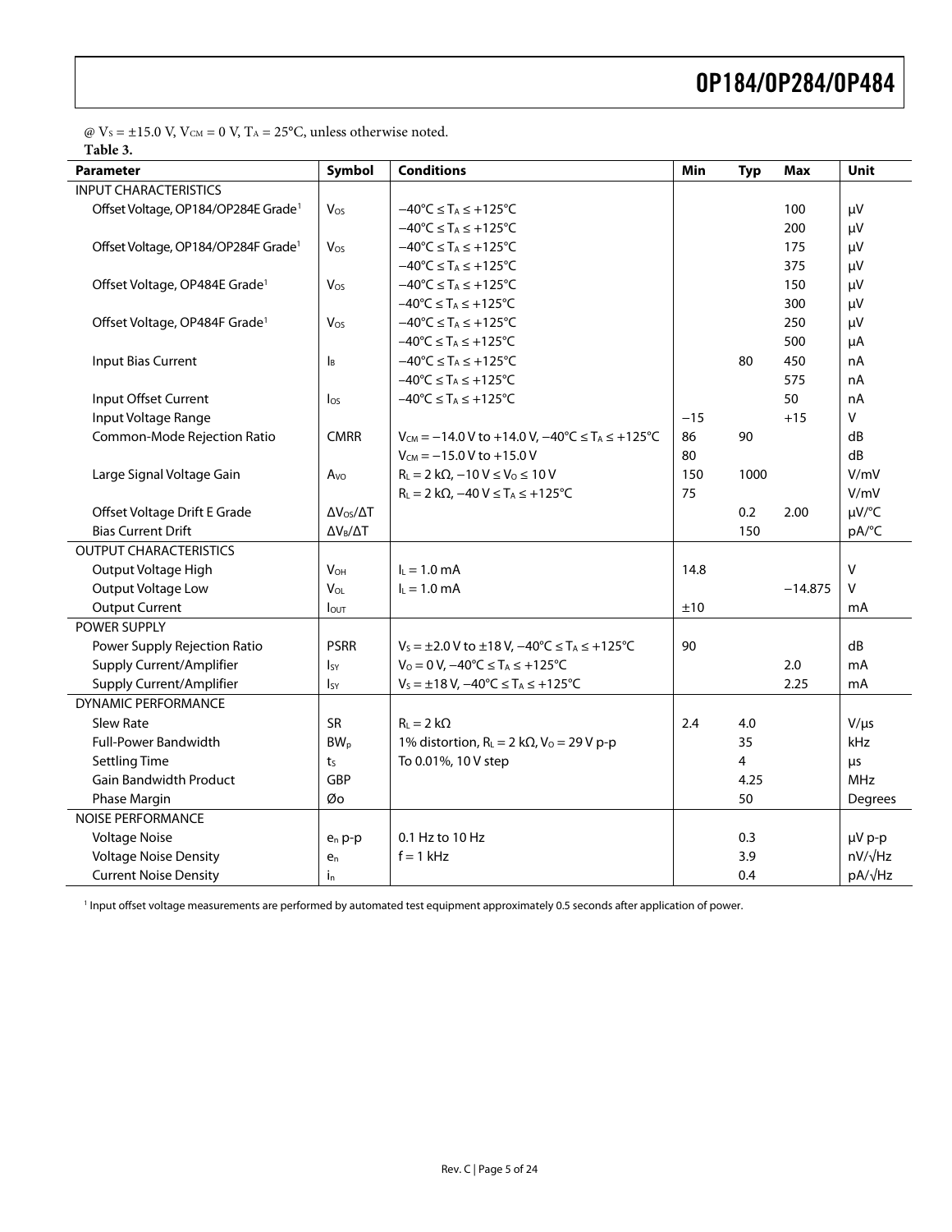@ $V_S$ = ±15.0 V, $V_{CM}$ = 0 V, $T_A$ = 25°C, unless otherwise noted.

**Table 3.**

| Parameter | Symbol | Conditions | Min | Typ | Max | Unit |
|---|---|---|---|---|---|---|
| INPUT CHARACTERISTICS | | | | | | |
| Offset Voltage, OP184/OP284E Grade[1] | $V_{OS}$ | −40°C ≤ $T_A$ ≤ +125°C | | | 100 | μV |
| | | −40°C ≤ $T_A$ ≤ +125°C | | | 200 | μV |
| Offset Voltage, OP184/OP284F Grade[1] | $V_{OS}$ | −40°C ≤ $T_A$ ≤ +125°C | | | 175 | μV |
| | | −40°C ≤ $T_A$ ≤ +125°C | | | 375 | μV |
| Offset Voltage, OP484E Grade[1] | $V_{OS}$ | −40°C ≤ $T_A$ ≤ +125°C | | | 150 | μV |
| | | −40°C ≤ $T_A$ ≤ +125°C | | | 300 | μV |
| Offset Voltage, OP484F Grade[1] | $V_{OS}$ | −40°C ≤ $T_A$ ≤ +125°C | | | 250 | μV |
| | | −40°C ≤ $T_A$ ≤ +125°C | | | 500 | μA |
| Input Bias Current | $I_B$ | −40°C ≤ $T_A$ ≤ +125°C | | 80 | 450 | nA |
| | | −40°C ≤ $T_A$ ≤ +125°C | | | 575 | nA |
| Input Offset Current | $I_{OS}$ | −40°C ≤ $T_A$ ≤ +125°C | | | 50 | nA |
| Input Voltage Range | | | −15 | | +15 | V |
| Common-Mode Rejection Ratio | CMRR | $V_{CM}$ = −14.0 V to +14.0 V, −40°C ≤ $T_A$ ≤ +125°C | 86 | 90 | | dB |
| | | $V_{CM}$ = −15.0 V to +15.0 V | 80 | | | dB |
| Large Signal Voltage Gain | $A_{VO}$ | $R_L$ = 2 kΩ, −10 V ≤ $V_O$ ≤ 10 V | 150 | 1000 | | V/mV |
| | | $R_L$ = 2 kΩ, −40 V ≤ $T_A$ ≤ +125°C | 75 | | | V/mV |
| Offset Voltage Drift E Grade | $\Delta V_{OS}/\Delta T$ | | | 0.2 | 2.00 | μV/°C |
| Bias Current Drift | $\Delta V_B/\Delta T$ | | | 150 | | pA/°C |
| OUTPUT CHARACTERISTICS | | | | | | |
| Output Voltage High | $V_{OH}$ | $I_L$ = 1.0 mA | 14.8 | | | V |
| Output Voltage Low | $V_{OL}$ | $I_L$ = 1.0 mA | | | −14.875 | V |
| Output Current | $I_{OUT}$ | | ±10 | | | mA |
| POWER SUPPLY | | | | | | |
| Power Supply Rejection Ratio | PSRR | $V_S$ = ±2.0 V to ±18 V, −40°C ≤ $T_A$ ≤ +125°C | 90 | | | dB |
| Supply Current/Amplifier | $I_{SY}$ | $V_O$ = 0 V, −40°C ≤ $T_A$ ≤ +125°C | | | 2.0 | mA |
| Supply Current/Amplifier | $I_{SY}$ | $V_S$ = ±18 V, −40°C ≤ $T_A$ ≤ +125°C | | | 2.25 | mA |
| DYNAMIC PERFORMANCE | | | | | | |
| Slew Rate | SR | $R_L$ = 2 kΩ | 2.4 | 4.0 | | V/μs |
| Full-Power Bandwidth | $BW_p$ | 1% distortion, $R_L$ = 2 kΩ, $V_O$ = 29 V p-p | | 35 | | kHz |
| Settling Time | $t_S$ | To 0.01%, 10 V step | | 4 | | μs |
| Gain Bandwidth Product | GBP | | | 4.25 | | MHz |
| Phase Margin | Øo | | | 50 | | Degrees |
| NOISE PERFORMANCE | | | | | | |
| Voltage Noise | $e_n$ p-p | 0.1 Hz to 10 Hz | | 0.3 | | μV p-p |
| Voltage Noise Density | $e_n$ | f = 1 kHz | | 3.9 | | nV/√Hz |
| Current Noise Density | $i_n$ | | | 0.4 | | pA/√Hz |

[1] Input offset voltage measurements are performed by automated test equipment approximately 0.5 seconds after application of power.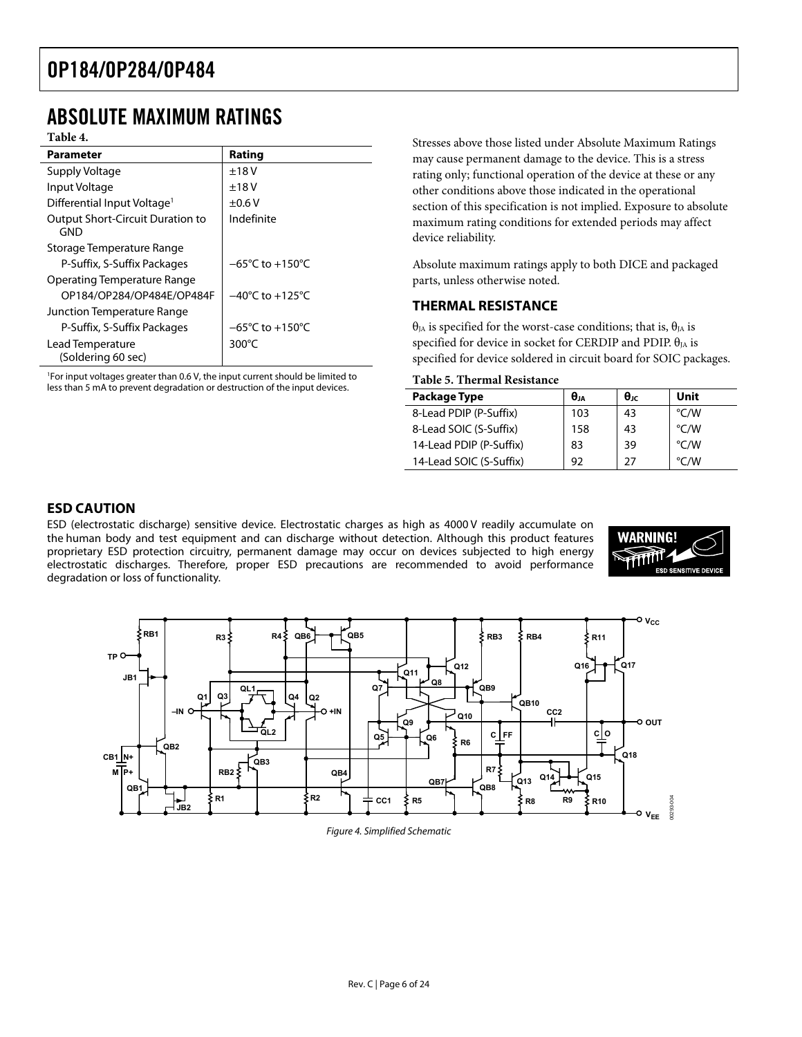## ABSOLUTE MAXIMUM RATINGS

**Table 4.**

| Parameter | Rating |
|---|---|
| Supply Voltage | ±18 V |
| Input Voltage | ±18 V |
| Differential Input Voltage[1] | ±0.6 V |
| Output Short-Circuit Duration to GND | Indefinite |
| Storage Temperature Range | |
| P-Suffix, S-Suffix Packages | −65°C to +150°C |
| Operating Temperature Range | |
| OP184/OP284/OP484E/OP484F | −40°C to +125°C |
| Junction Temperature Range | |
| P-Suffix, S-Suffix Packages | −65°C to +150°C |
| Lead Temperature (Soldering 60 sec) | 300°C |

[1]For input voltages greater than 0.6 V, the input current should be limited to less than 5 mA to prevent degradation or destruction of the input devices.

Stresses above those listed under Absolute Maximum Ratings may cause permanent damage to the device. This is a stress rating only; functional operation of the device at these or any other conditions above those indicated in the operational section of this specification is not implied. Exposure to absolute maximum rating conditions for extended periods may affect device reliability.

Absolute maximum ratings apply to both DICE and packaged parts, unless otherwise noted.

### THERMAL RESISTANCE

$\theta_{JA}$ is specified for the worst-case conditions; that is, $\theta_{JA}$ is specified for device in socket for CERDIP and PDIP. $\theta_{JA}$ is specified for device soldered in circuit board for SOIC packages.

**Table 5. Thermal Resistance**

| Package Type | $\theta_{JA}$ | $\theta_{JC}$ | Unit |
|---|---|---|---|
| 8-Lead PDIP (P-Suffix) | 103 | 43 | °C/W |
| 8-Lead SOIC (S-Suffix) | 158 | 43 | °C/W |
| 14-Lead PDIP (P-Suffix) | 83 | 39 | °C/W |
| 14-Lead SOIC (S-Suffix) | 92 | 27 | °C/W |

### ESD CAUTION

ESD (electrostatic discharge) sensitive device. Electrostatic charges as high as 4000 V readily accumulate on the human body and test equipment and can discharge without detection. Although this product features proprietary ESD protection circuitry, permanent damage may occur on devices subjected to high energy electrostatic discharges. Therefore, proper ESD precautions are recommended to avoid performance degradation or loss of functionality.

*Figure 4. Simplified Schematic*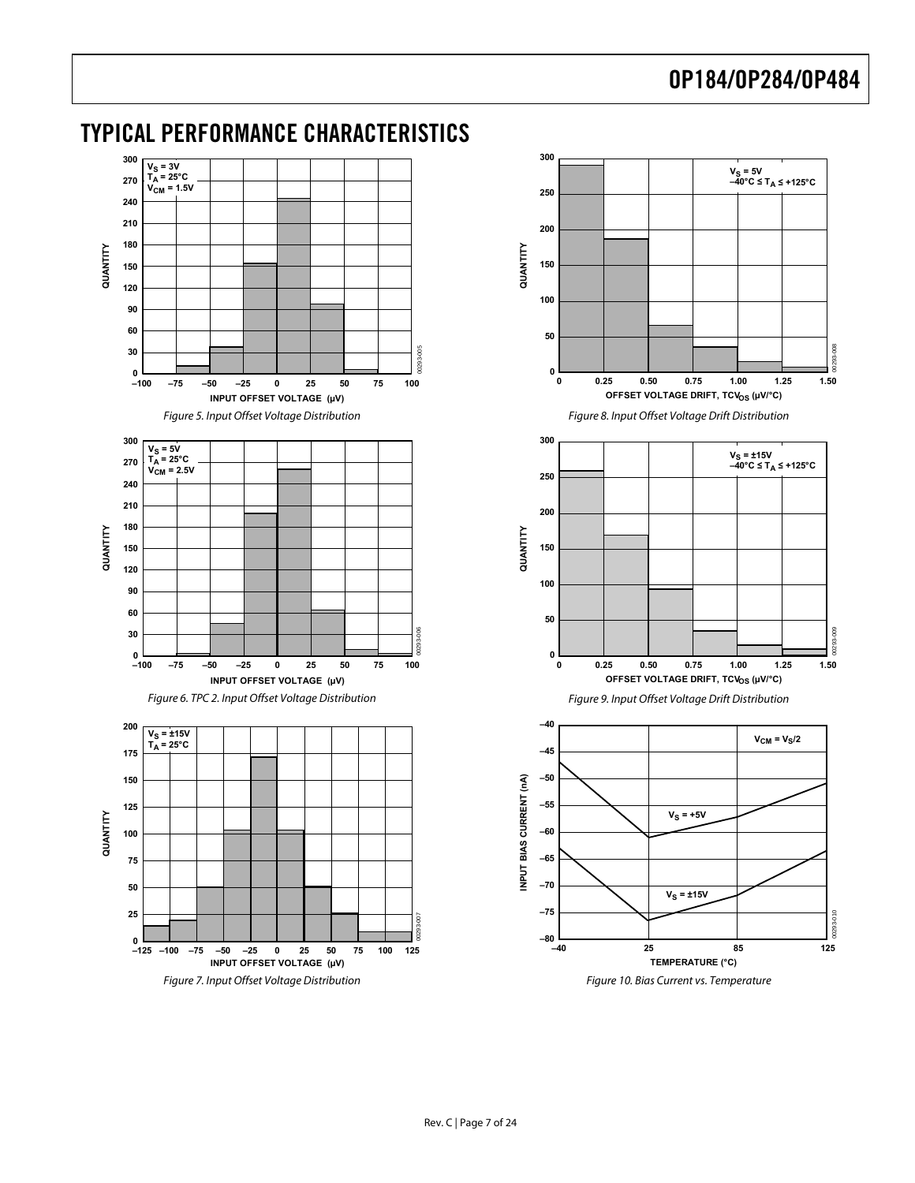# TYPICAL PERFORMANCE CHARACTERISTICS

Figure 5. Input Offset Voltage Distribution

Figure 6. TPC 2. Input Offset Voltage Distribution

Figure 7. Input Offset Voltage Distribution

Figure 8. Input Offset Voltage Drift Distribution

Figure 9. Input Offset Voltage Drift Distribution

Figure 10. Bias Current vs. Temperature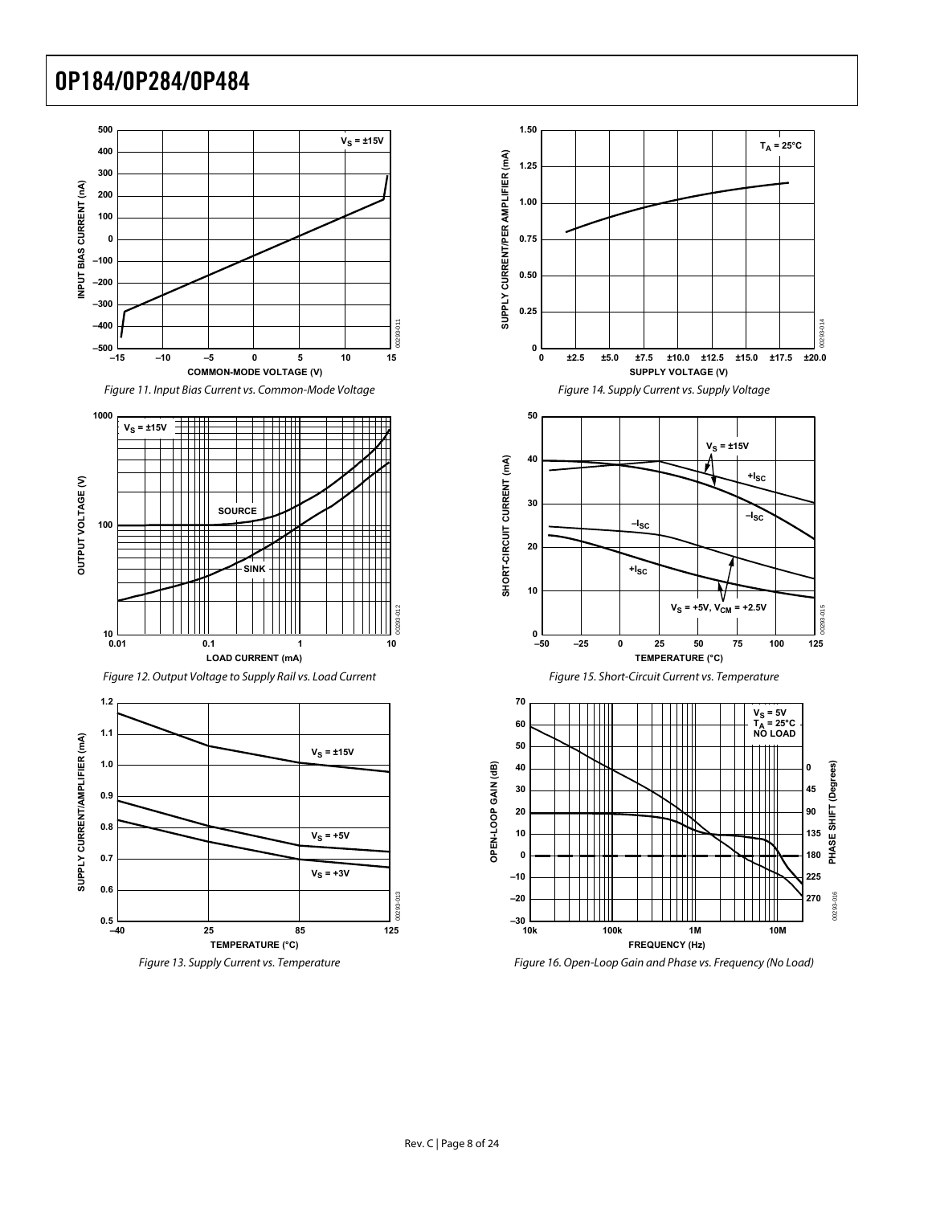Figure 11. Input Bias Current vs. Common-Mode Voltage

Figure 12. Output Voltage to Supply Rail vs. Load Current

Figure 13. Supply Current vs. Temperature

Figure 14. Supply Current vs. Supply Voltage

Figure 15. Short-Circuit Current vs. Temperature

Figure 16. Open-Loop Gain and Phase vs. Frequency (No Load)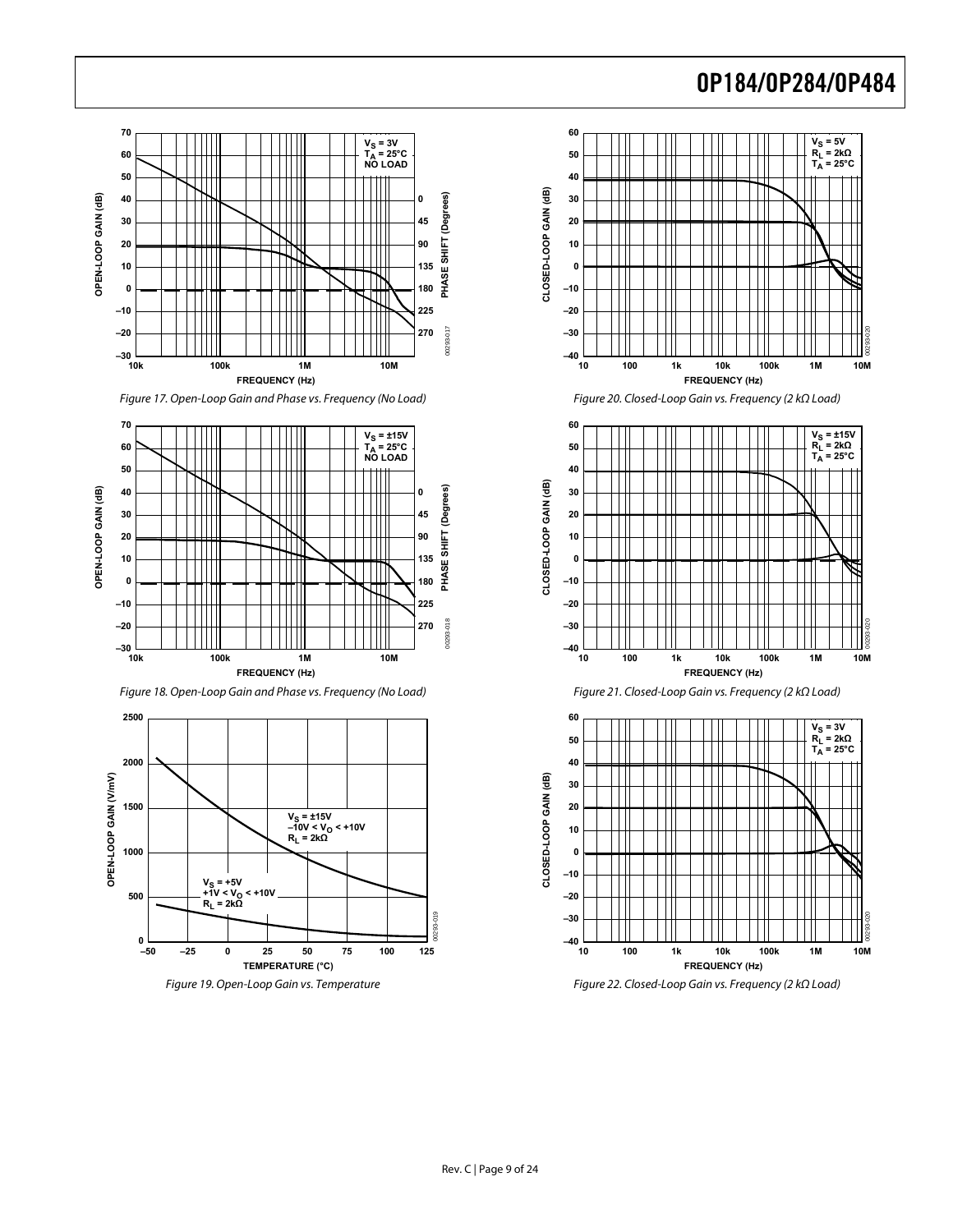Figure 17. Open-Loop Gain and Phase vs. Frequency (No Load)

Figure 18. Open-Loop Gain and Phase vs. Frequency (No Load)

Figure 19. Open-Loop Gain vs. Temperature

Figure 20. Closed-Loop Gain vs. Frequency (2 kΩ Load)

Figure 21. Closed-Loop Gain vs. Frequency (2 kΩ Load)

Figure 22. Closed-Loop Gain vs. Frequency (2 kΩ Load)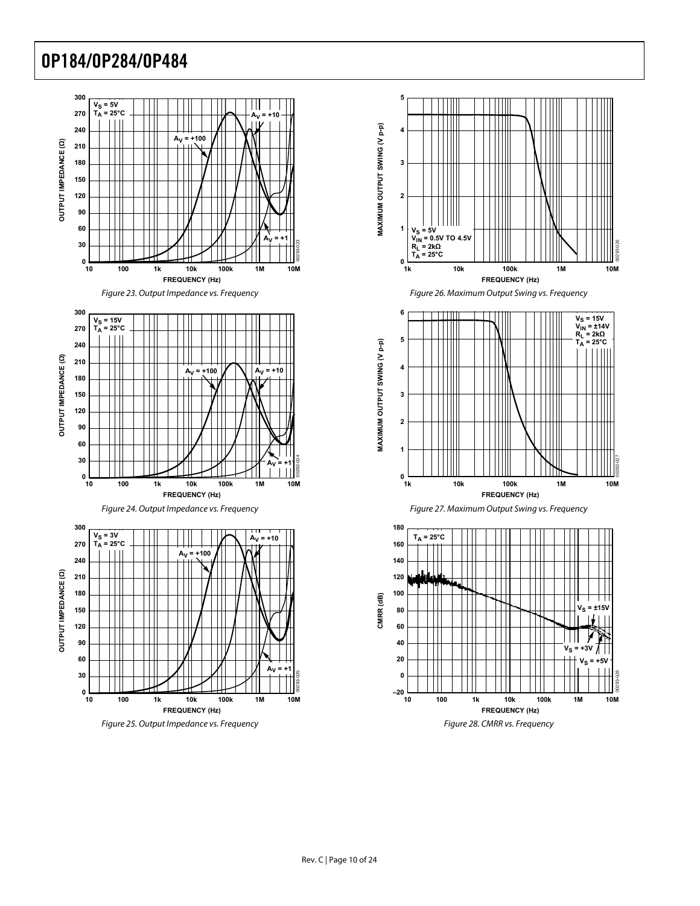Figure 23. Output Impedance vs. Frequency

Figure 24. Output Impedance vs. Frequency

Figure 25. Output Impedance vs. Frequency

Figure 26. Maximum Output Swing vs. Frequency

Figure 27. Maximum Output Swing vs. Frequency

Figure 28. CMRR vs. Frequency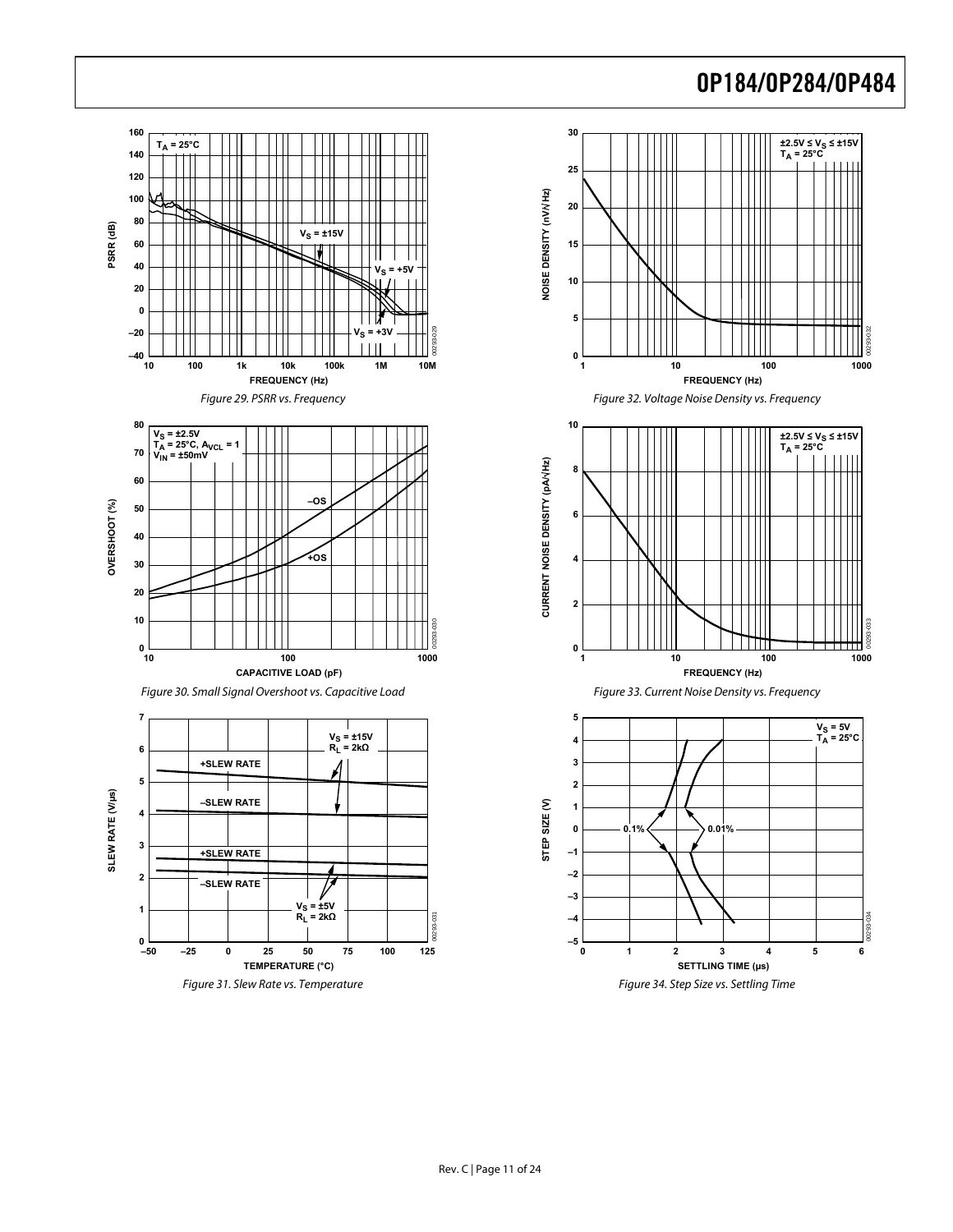Figure 29. PSRR vs. Frequency

Figure 30. Small Signal Overshoot vs. Capacitive Load

Figure 31. Slew Rate vs. Temperature

Figure 32. Voltage Noise Density vs. Frequency

Figure 33. Current Noise Density vs. Frequency

Figure 34. Step Size vs. Settling Time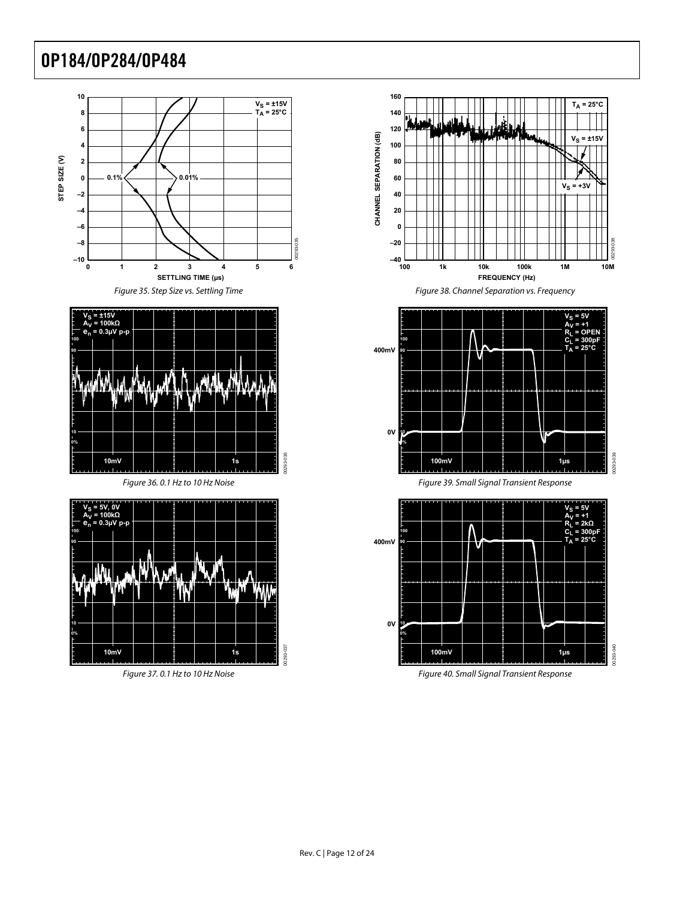Figure 35. Step Size vs. Settling Time

Figure 36. 0.1 Hz to 10 Hz Noise

Figure 37. 0.1 Hz to 10 Hz Noise

Figure 38. Channel Separation vs. Frequency

Figure 39. Small Signal Transient Response

Figure 40. Small Signal Transient Response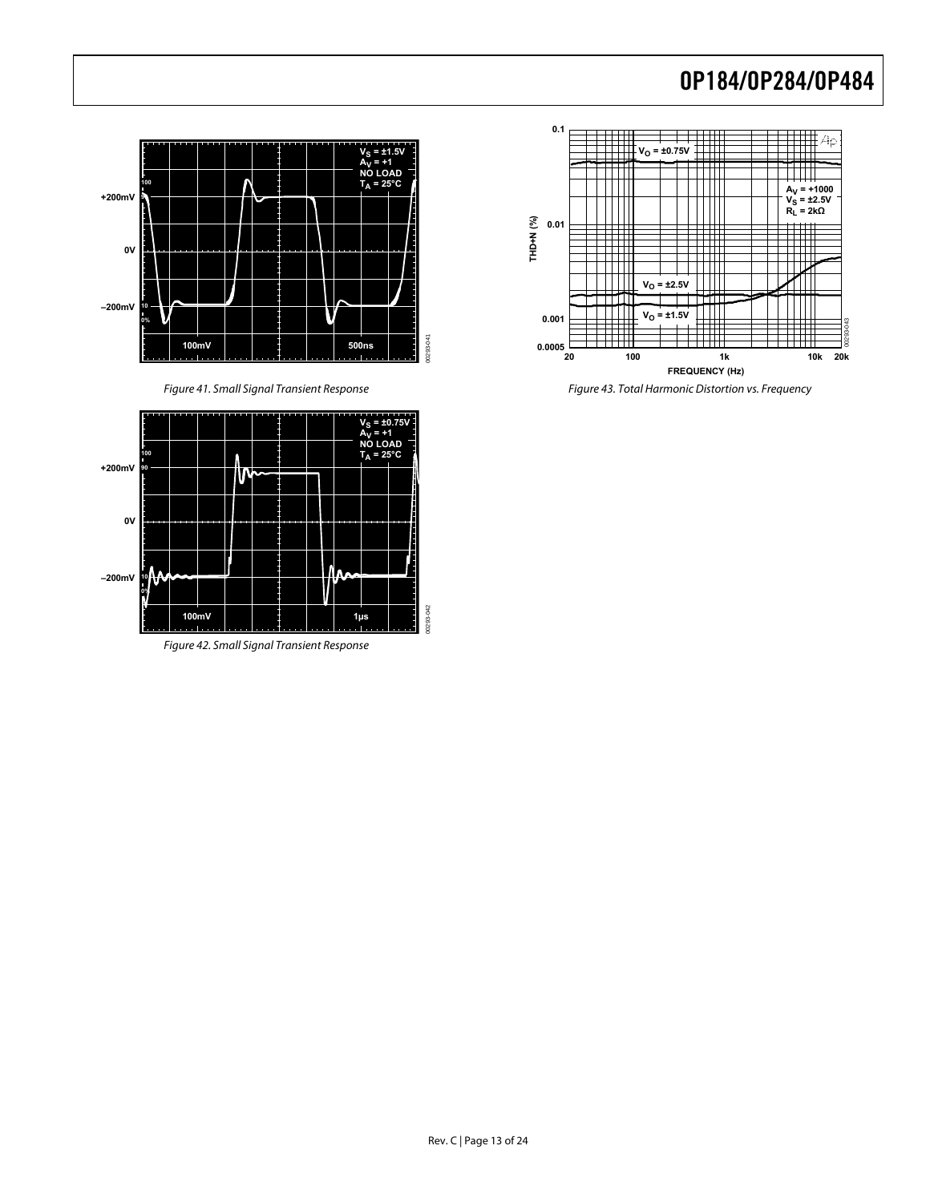Figure 41. Small Signal Transient Response

Figure 42. Small Signal Transient Response

Figure 43. Total Harmonic Distortion vs. Frequency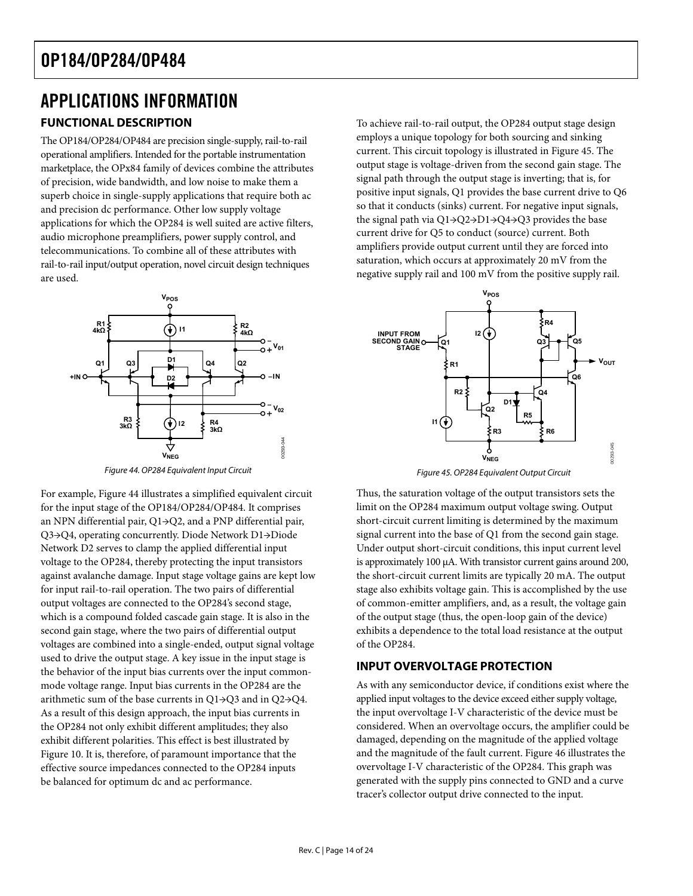# APPLICATIONS INFORMATION

## FUNCTIONAL DESCRIPTION

The OP184/OP284/OP484 are precision single-supply, rail-to-rail operational amplifiers. Intended for the portable instrumentation marketplace, the OPx84 family of devices combine the attributes of precision, wide bandwidth, and low noise to make them a superb choice in single-supply applications that require both ac and precision dc performance. Other low supply voltage applications for which the OP284 is well suited are active filters, audio microphone preamplifiers, power supply control, and telecommunications. To combine all of these attributes with rail-to-rail input/output operation, novel circuit design techniques are used.

Figure 44. OP284 Equivalent Input Circuit

For example, Figure 44 illustrates a simplified equivalent circuit for the input stage of the OP184/OP284/OP484. It comprises an NPN differential pair, Q1→Q2, and a PNP differential pair, Q3→Q4, operating concurrently. Diode Network D1→Diode Network D2 serves to clamp the applied differential input voltage to the OP284, thereby protecting the input transistors against avalanche damage. Input stage voltage gains are kept low for input rail-to-rail operation. The two pairs of differential output voltages are connected to the OP284's second stage, which is a compound folded cascade gain stage. It is also in the second gain stage, where the two pairs of differential output voltages are combined into a single-ended, output signal voltage used to drive the output stage. A key issue in the input stage is the behavior of the input bias currents over the input common-mode voltage range. Input bias currents in the OP284 are the arithmetic sum of the base currents in Q1→Q3 and in Q2→Q4. As a result of this design approach, the input bias currents in the OP284 not only exhibit different amplitudes; they also exhibit different polarities. This effect is best illustrated by Figure 10. It is, therefore, of paramount importance that the effective source impedances connected to the OP284 inputs be balanced for optimum dc and ac performance.

To achieve rail-to-rail output, the OP284 output stage design employs a unique topology for both sourcing and sinking current. This circuit topology is illustrated in Figure 45. The output stage is voltage-driven from the second gain stage. The signal path through the output stage is inverting; that is, for positive input signals, Q1 provides the base current drive to Q6 so that it conducts (sinks) current. For negative input signals, the signal path via Q1→Q2→D1→Q4→Q3 provides the base current drive for Q5 to conduct (source) current. Both amplifiers provide output current until they are forced into saturation, which occurs at approximately 20 mV from the negative supply rail and 100 mV from the positive supply rail.

Figure 45. OP284 Equivalent Output Circuit

Thus, the saturation voltage of the output transistors sets the limit on the OP284 maximum output voltage swing. Output short-circuit current limiting is determined by the maximum signal current into the base of Q1 from the second gain stage. Under output short-circuit conditions, this input current level is approximately 100 µA. With transistor current gains around 200, the short-circuit current limits are typically 20 mA. The output stage also exhibits voltage gain. This is accomplished by the use of common-emitter amplifiers, and, as a result, the voltage gain of the output stage (thus, the open-loop gain of the device) exhibits a dependence to the total load resistance at the output of the OP284.

## INPUT OVERVOLTAGE PROTECTION

As with any semiconductor device, if conditions exist where the applied input voltages to the device exceed either supply voltage, the input overvoltage I-V characteristic of the device must be considered. When an overvoltage occurs, the amplifier could be damaged, depending on the magnitude of the applied voltage and the magnitude of the fault current. Figure 46 illustrates the overvoltage I-V characteristic of the OP284. This graph was generated with the supply pins connected to GND and a curve tracer's collector output drive connected to the input.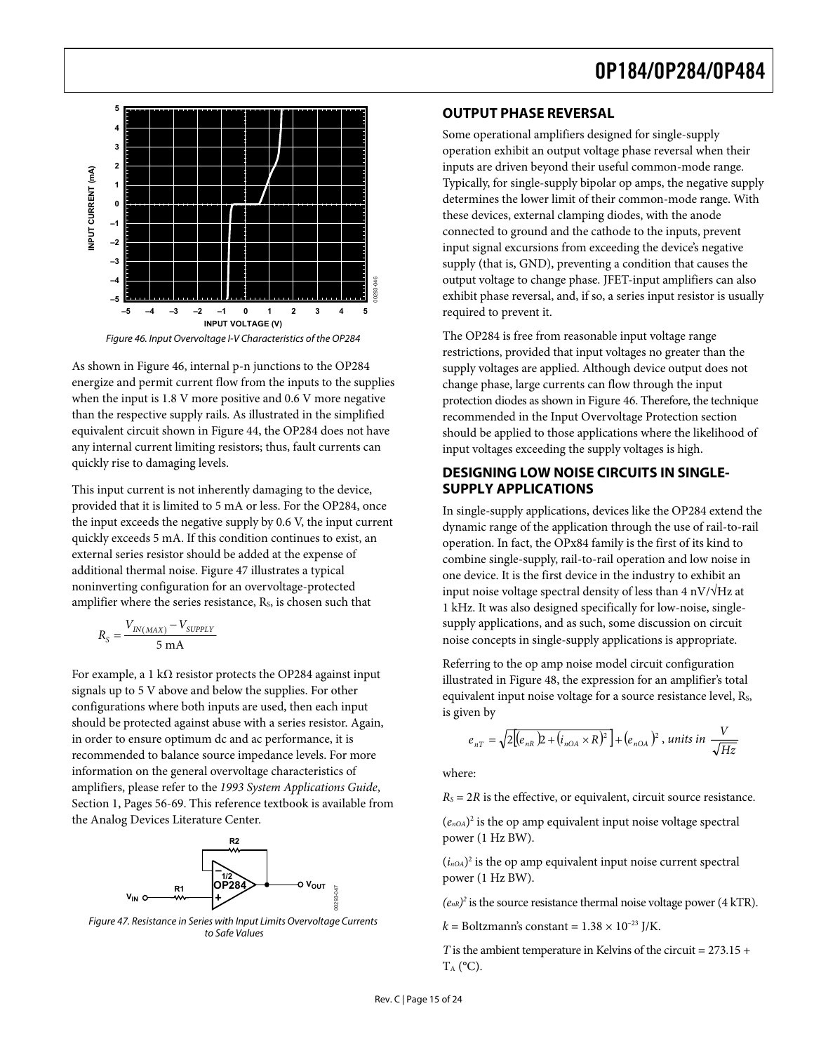Figure 46. Input Overvoltage I-V Characteristics of the OP284

As shown in Figure 46, internal p-n junctions to the OP284 energize and permit current flow from the inputs to the supplies when the input is 1.8 V more positive and 0.6 V more negative than the respective supply rails. As illustrated in the simplified equivalent circuit shown in Figure 44, the OP284 does not have any internal current limiting resistors; thus, fault currents can quickly rise to damaging levels.

This input current is not inherently damaging to the device, provided that it is limited to 5 mA or less. For the OP284, once the input exceeds the negative supply by 0.6 V, the input current quickly exceeds 5 mA. If this condition continues to exist, an external series resistor should be added at the expense of additional thermal noise. Figure 47 illustrates a typical noninverting configuration for an overvoltage-protected amplifier where the series resistance, $R_S$, is chosen such that

$$R_S = \frac{V_{IN(MAX)} - V_{SUPPLY}}{5 \text{ mA}}$$

For example, a 1 kΩ resistor protects the OP284 against input signals up to 5 V above and below the supplies. For other configurations where both inputs are used, then each input should be protected against abuse with a series resistor. Again, in order to ensure optimum dc and ac performance, it is recommended to balance source impedance levels. For more information on the general overvoltage characteristics of amplifiers, please refer to the *1993 System Applications Guide*, Section 1, Pages 56-69. This reference textbook is available from the Analog Devices Literature Center.

Figure 47. Resistance in Series with Input Limits Overvoltage Currents to Safe Values

## OUTPUT PHASE REVERSAL

Some operational amplifiers designed for single-supply operation exhibit an output voltage phase reversal when their inputs are driven beyond their useful common-mode range. Typically, for single-supply bipolar op amps, the negative supply determines the lower limit of their common-mode range. With these devices, external clamping diodes, with the anode connected to ground and the cathode to the inputs, prevent input signal excursions from exceeding the device's negative supply (that is, GND), preventing a condition that causes the output voltage to change phase. JFET-input amplifiers can also exhibit phase reversal, and, if so, a series input resistor is usually required to prevent it.

The OP284 is free from reasonable input voltage range restrictions, provided that input voltages no greater than the supply voltages are applied. Although device output does not change phase, large currents can flow through the input protection diodes as shown in Figure 46. Therefore, the technique recommended in the Input Overvoltage Protection section should be applied to those applications where the likelihood of input voltages exceeding the supply voltages is high.

## DESIGNING LOW NOISE CIRCUITS IN SINGLE-SUPPLY APPLICATIONS

In single-supply applications, devices like the OP284 extend the dynamic range of the application through the use of rail-to-rail operation. In fact, the OPx84 family is the first of its kind to combine single-supply, rail-to-rail operation and low noise in one device. It is the first device in the industry to exhibit an input noise voltage spectral density of less than 4 nV/√Hz at 1 kHz. It was also designed specifically for low-noise, single-supply applications, and as such, some discussion on circuit noise concepts in single-supply applications is appropriate.

Referring to the op amp noise model circuit configuration illustrated in Figure 48, the expression for an amplifier's total equivalent input noise voltage for a source resistance level, $R_S$, is given by

$$e_{nT} = \sqrt{2\left[(e_{nR})^2 + (i_{nOA} \times R)^2\right] + (e_{nOA})^2}\text{, units in } \frac{V}{\sqrt{Hz}}$$

where:

$R_S = 2R$ is the effective, or equivalent, circuit source resistance.

$(e_{nOA})^2$ is the op amp equivalent input noise voltage spectral power (1 Hz BW).

$(i_{nOA})^2$ is the op amp equivalent input noise current spectral power (1 Hz BW).

$(e_{nR})^2$ is the source resistance thermal noise voltage power (4 kTR).

$k$ = Boltzmann's constant = $1.38 \times 10^{-23}$ J/K.

$T$ is the ambient temperature in Kelvins of the circuit = 273.15 + $T_A$ (°C).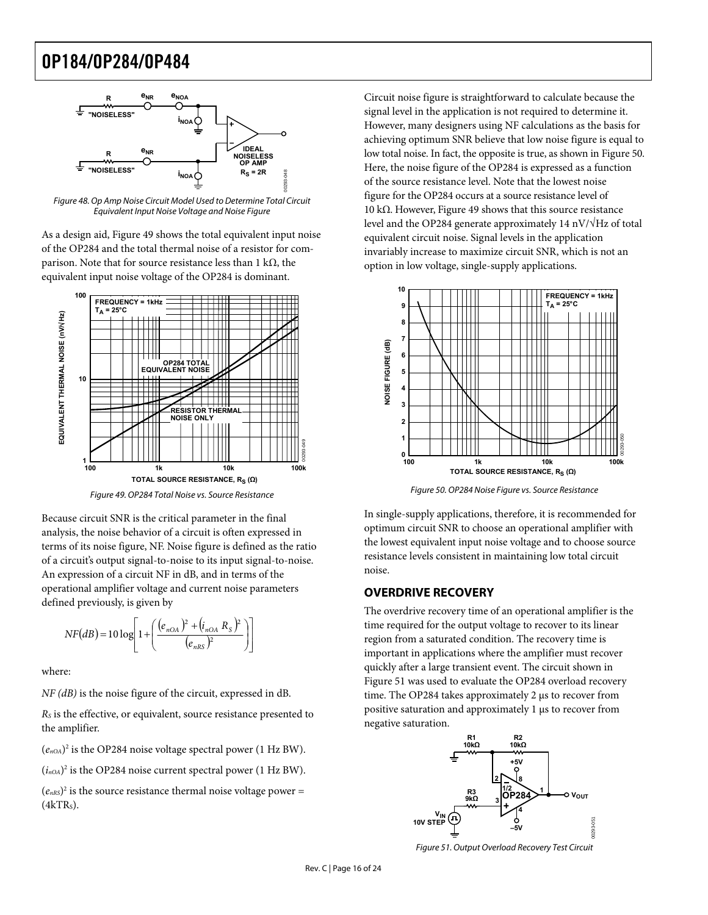Figure 48. Op Amp Noise Circuit Model Used to Determine Total Circuit Equivalent Input Noise Voltage and Noise Figure

As a design aid, Figure 49 shows the total equivalent input noise of the OP284 and the total thermal noise of a resistor for comparison. Note that for source resistance less than 1 kΩ, the equivalent input noise voltage of the OP284 is dominant.

Figure 49. OP284 Total Noise vs. Source Resistance

Because circuit SNR is the critical parameter in the final analysis, the noise behavior of a circuit is often expressed in terms of its noise figure, NF. Noise figure is defined as the ratio of a circuit's output signal-to-noise to its input signal-to-noise. An expression of a circuit NF in dB, and in terms of the operational amplifier voltage and current noise parameters defined previously, is given by

$$NF(dB) = 10\log\left[1 + \left(\frac{(e_{nOA})^2 + (i_{nOA}\ R_S)^2}{(e_{nRS})^2}\right)\right]$$

where:

*NF (dB)* is the noise figure of the circuit, expressed in dB.

$R_S$ is the effective, or equivalent, source resistance presented to the amplifier.

$(e_{nOA})^2$ is the OP284 noise voltage spectral power (1 Hz BW).

$(i_{nOA})^2$ is the OP284 noise current spectral power (1 Hz BW).

$(e_{nRS})^2$ is the source resistance thermal noise voltage power = $(4kTR_S)$.

Circuit noise figure is straightforward to calculate because the signal level in the application is not required to determine it. However, many designers using NF calculations as the basis for achieving optimum SNR believe that low noise figure is equal to low total noise. In fact, the opposite is true, as shown in Figure 50. Here, the noise figure of the OP284 is expressed as a function of the source resistance level. Note that the lowest noise figure for the OP284 occurs at a source resistance level of 10 kΩ. However, Figure 49 shows that this source resistance level and the OP284 generate approximately 14 nV/√Hz of total equivalent circuit noise. Signal levels in the application invariably increase to maximize circuit SNR, which is not an option in low voltage, single-supply applications.

Figure 50. OP284 Noise Figure vs. Source Resistance

In single-supply applications, therefore, it is recommended for optimum circuit SNR to choose an operational amplifier with the lowest equivalent input noise voltage and to choose source resistance levels consistent in maintaining low total circuit noise.

## OVERDRIVE RECOVERY

The overdrive recovery time of an operational amplifier is the time required for the output voltage to recover to its linear region from a saturated condition. The recovery time is important in applications where the amplifier must recover quickly after a large transient event. The circuit shown in Figure 51 was used to evaluate the OP284 overload recovery time. The OP284 takes approximately 2 μs to recover from positive saturation and approximately 1 μs to recover from negative saturation.

Figure 51. Output Overload Recovery Test Circuit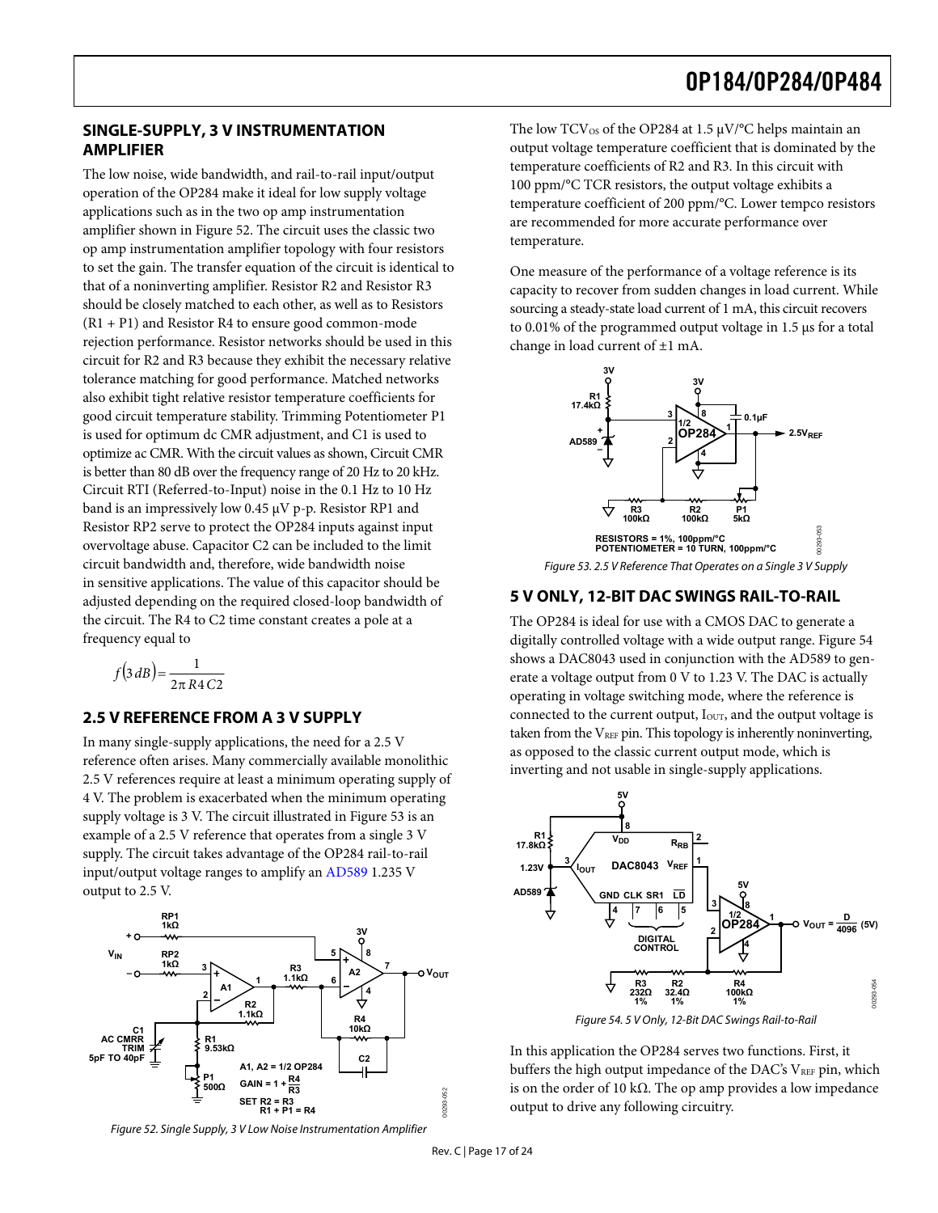## SINGLE-SUPPLY, 3 V INSTRUMENTATION AMPLIFIER

The low noise, wide bandwidth, and rail-to-rail input/output operation of the OP284 make it ideal for low supply voltage applications such as in the two op amp instrumentation amplifier shown in Figure 52. The circuit uses the classic two op amp instrumentation amplifier topology with four resistors to set the gain. The transfer equation of the circuit is identical to that of a noninverting amplifier. Resistor R2 and Resistor R3 should be closely matched to each other, as well as to Resistors (R1 + P1) and Resistor R4 to ensure good common-mode rejection performance. Resistor networks should be used in this circuit for R2 and R3 because they exhibit the necessary relative tolerance matching for good performance. Matched networks also exhibit tight relative resistor temperature coefficients for good circuit temperature stability. Trimming Potentiometer P1 is used for optimum dc CMR adjustment, and C1 is used to optimize ac CMR. With the circuit values as shown, Circuit CMR is better than 80 dB over the frequency range of 20 Hz to 20 kHz. Circuit RTI (Referred-to-Input) noise in the 0.1 Hz to 10 Hz band is an impressively low 0.45 μV p-p. Resistor RP1 and Resistor RP2 serve to protect the OP284 inputs against input overvoltage abuse. Capacitor C2 can be included to the limit circuit bandwidth and, therefore, wide bandwidth noise in sensitive applications. The value of this capacitor should be adjusted depending on the required closed-loop bandwidth of the circuit. The R4 to C2 time constant creates a pole at a frequency equal to

$$f(3\,dB) = \frac{1}{2\pi R4C2}$$

Figure 52. Single Supply, 3 V Low Noise Instrumentation Amplifier

## 2.5 V REFERENCE FROM A 3 V SUPPLY

In many single-supply applications, the need for a 2.5 V reference often arises. Many commercially available monolithic 2.5 V references require at least a minimum operating supply of 4 V. The problem is exacerbated when the minimum operating supply voltage is 3 V. The circuit illustrated in Figure 53 is an example of a 2.5 V reference that operates from a single 3 V supply. The circuit takes advantage of the OP284 rail-to-rail input/output voltage ranges to amplify an AD589 1.235 V output to 2.5 V.

The low $TCV_{OS}$ of the OP284 at 1.5 μV/°C helps maintain an output voltage temperature coefficient that is dominated by the temperature coefficients of R2 and R3. In this circuit with 100 ppm/°C TCR resistors, the output voltage exhibits a temperature coefficient of 200 ppm/°C. Lower tempco resistors are recommended for more accurate performance over temperature.

One measure of the performance of a voltage reference is its capacity to recover from sudden changes in load current. While sourcing a steady-state load current of 1 mA, this circuit recovers to 0.01% of the programmed output voltage in 1.5 μs for a total change in load current of ±1 mA.

Figure 53. 2.5 V Reference That Operates on a Single 3 V Supply

## 5 V ONLY, 12-BIT DAC SWINGS RAIL-TO-RAIL

The OP284 is ideal for use with a CMOS DAC to generate a digitally controlled voltage with a wide output range. Figure 54 shows a DAC8043 used in conjunction with the AD589 to generate a voltage output from 0 V to 1.23 V. The DAC is actually operating in voltage switching mode, where the reference is connected to the current output, $I_{OUT}$, and the output voltage is taken from the $V_{REF}$ pin. This topology is inherently noninverting, as opposed to the classic current output mode, which is inverting and not usable in single-supply applications.

Figure 54. 5 V Only, 12-Bit DAC Swings Rail-to-Rail

In this application the OP284 serves two functions. First, it buffers the high output impedance of the DAC's $V_{REF}$ pin, which is on the order of 10 kΩ. The op amp provides a low impedance output to drive any following circuitry.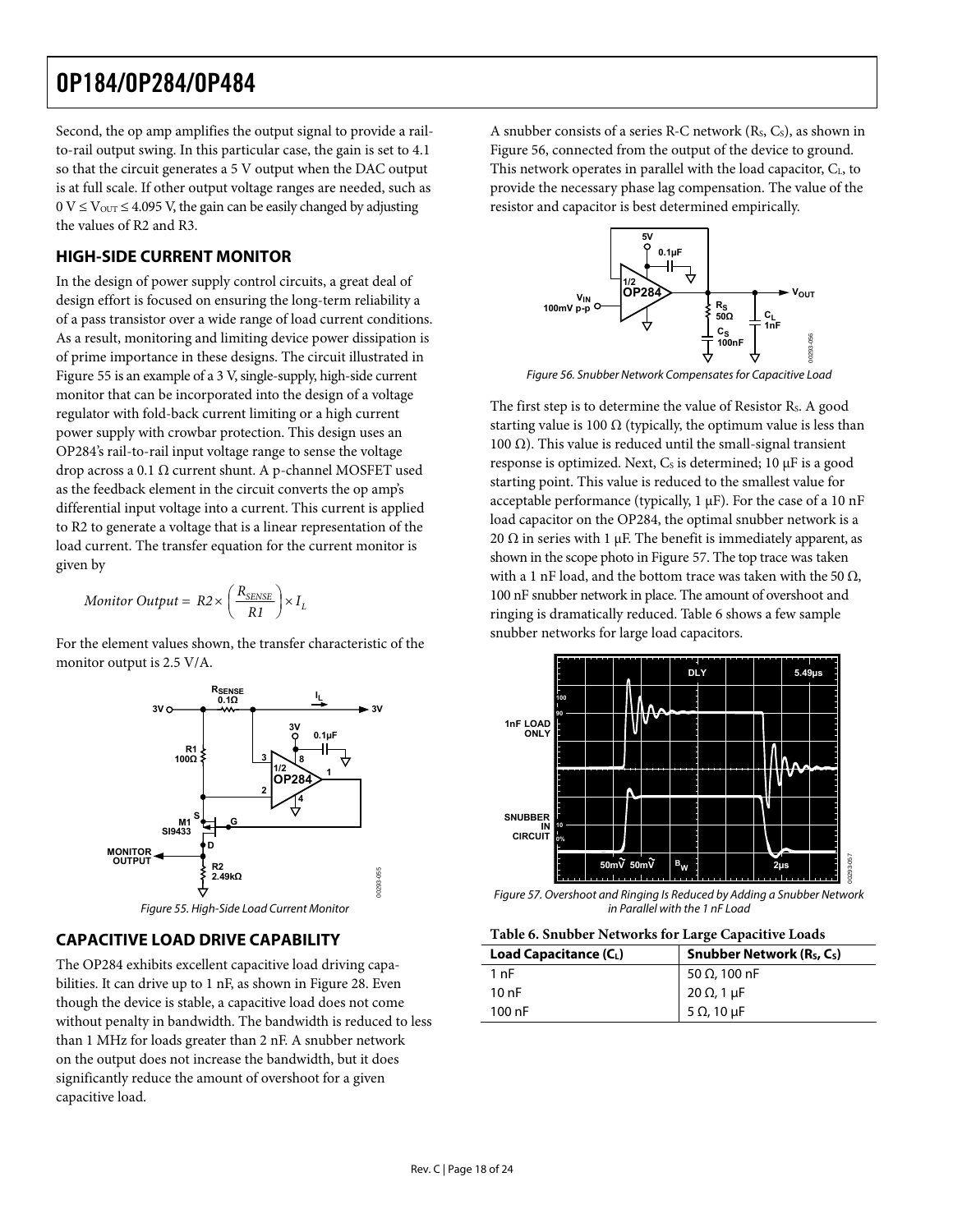Second, the op amp amplifies the output signal to provide a rail-to-rail output swing. In this particular case, the gain is set to 4.1 so that the circuit generates a 5 V output when the DAC output is at full scale. If other output voltage ranges are needed, such as 0 V ≤ $V_{OUT}$ ≤ 4.095 V, the gain can be easily changed by adjusting the values of R2 and R3.

## HIGH-SIDE CURRENT MONITOR

In the design of power supply control circuits, a great deal of design effort is focused on ensuring the long-term reliability a of a pass transistor over a wide range of load current conditions. As a result, monitoring and limiting device power dissipation is of prime importance in these designs. The circuit illustrated in Figure 55 is an example of a 3 V, single-supply, high-side current monitor that can be incorporated into the design of a voltage regulator with fold-back current limiting or a high current power supply with crowbar protection. This design uses an OP284's rail-to-rail input voltage range to sense the voltage drop across a 0.1 Ω current shunt. A p-channel MOSFET used as the feedback element in the circuit converts the op amp's differential input voltage into a current. This current is applied to R2 to generate a voltage that is a linear representation of the load current. The transfer equation for the current monitor is given by

$$Monitor\ Output = R2 \times \left(\frac{R_{SENSE}}{R1}\right) \times I_L$$

For the element values shown, the transfer characteristic of the monitor output is 2.5 V/A.

Figure 55. High-Side Load Current Monitor

## CAPACITIVE LOAD DRIVE CAPABILITY

The OP284 exhibits excellent capacitive load driving capabilities. It can drive up to 1 nF, as shown in Figure 28. Even though the device is stable, a capacitive load does not come without penalty in bandwidth. The bandwidth is reduced to less than 1 MHz for loads greater than 2 nF. A snubber network on the output does not increase the bandwidth, but it does significantly reduce the amount of overshoot for a given capacitive load.

A snubber consists of a series R-C network ($R_S$, $C_S$), as shown in Figure 56, connected from the output of the device to ground. This network operates in parallel with the load capacitor, $C_L$, to provide the necessary phase lag compensation. The value of the resistor and capacitor is best determined empirically.

Figure 56. Snubber Network Compensates for Capacitive Load

The first step is to determine the value of Resistor $R_S$. A good starting value is 100 Ω (typically, the optimum value is less than 100 Ω). This value is reduced until the small-signal transient response is optimized. Next, $C_S$ is determined; 10 µF is a good starting point. This value is reduced to the smallest value for acceptable performance (typically, 1 µF). For the case of a 10 nF load capacitor on the OP284, the optimal snubber network is a 20 Ω in series with 1 µF. The benefit is immediately apparent, as shown in the scope photo in Figure 57. The top trace was taken with a 1 nF load, and the bottom trace was taken with the 50 Ω, 100 nF snubber network in place. The amount of overshoot and ringing is dramatically reduced. Table 6 shows a few sample snubber networks for large load capacitors.

Figure 57. Overshoot and Ringing Is Reduced by Adding a Snubber Network in Parallel with the 1 nF Load

**Table 6. Snubber Networks for Large Capacitive Loads**

| Load Capacitance ($C_L$) | Snubber Network ($R_S$, $C_S$) |
|---|---|
| 1 nF | 50 Ω, 100 nF |
| 10 nF | 20 Ω, 1 µF |
| 100 nF | 5 Ω, 10 µF |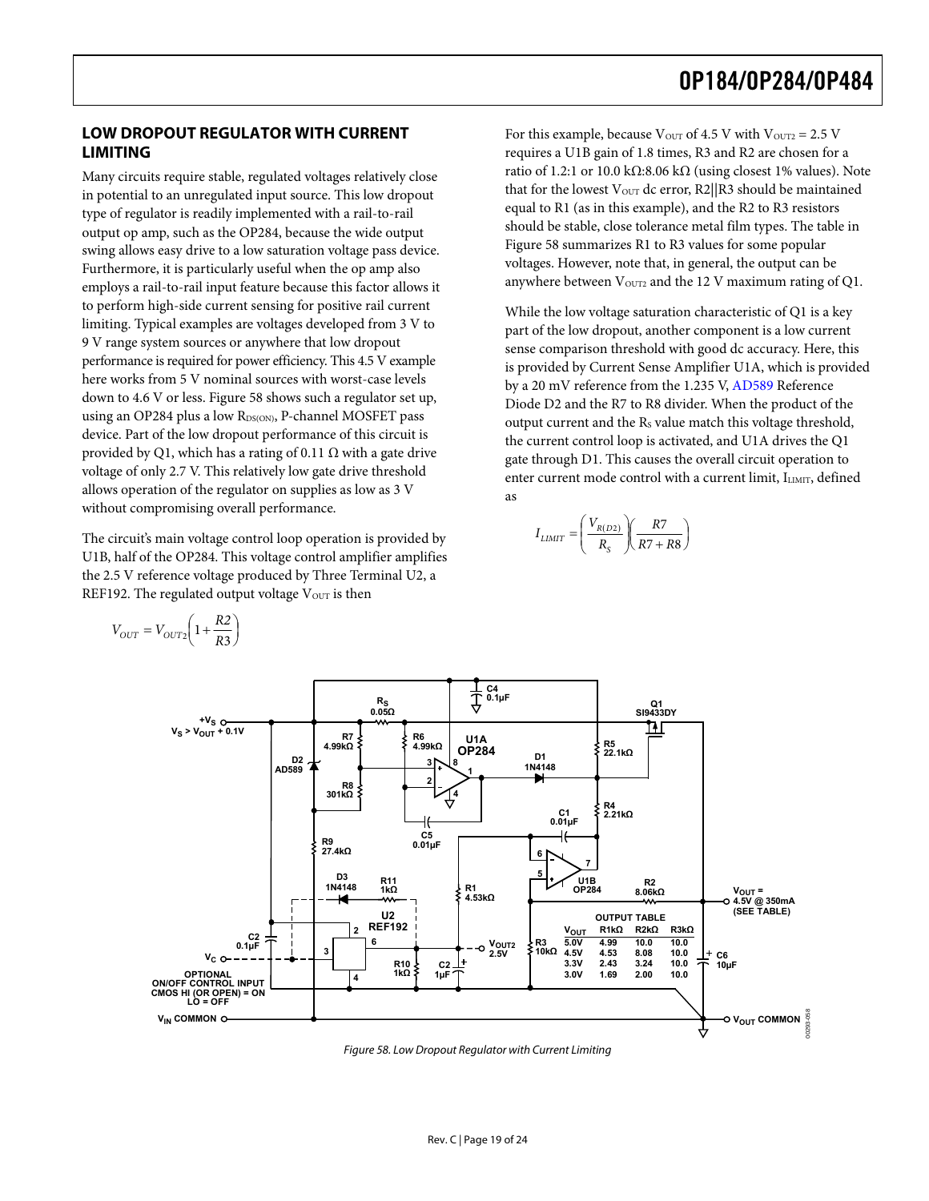## LOW DROPOUT REGULATOR WITH CURRENT LIMITING

Many circuits require stable, regulated voltages relatively close in potential to an unregulated input source. This low dropout type of regulator is readily implemented with a rail-to-rail output op amp, such as the OP284, because the wide output swing allows easy drive to a low saturation voltage pass device. Furthermore, it is particularly useful when the op amp also employs a rail-to-rail input feature because this factor allows it to perform high-side current sensing for positive rail current limiting. Typical examples are voltages developed from 3 V to 9 V range system sources or anywhere that low dropout performance is required for power efficiency. This 4.5 V example here works from 5 V nominal sources with worst-case levels down to 4.6 V or less. Figure 58 shows such a regulator set up, using an OP284 plus a low $R_{DS(ON)}$, P-channel MOSFET pass device. Part of the low dropout performance of this circuit is provided by Q1, which has a rating of 0.11 Ω with a gate drive voltage of only 2.7 V. This relatively low gate drive threshold allows operation of the regulator on supplies as low as 3 V without compromising overall performance.

The circuit's main voltage control loop operation is provided by U1B, half of the OP284. This voltage control amplifier amplifies the 2.5 V reference voltage produced by Three Terminal U2, a REF192. The regulated output voltage $V_{OUT}$ is then

$$V_{OUT} = V_{OUT2}\left(1 + \frac{R2}{R3}\right)$$

For this example, because $V_{OUT}$ of 4.5 V with $V_{OUT2}$ = 2.5 V requires a U1B gain of 1.8 times, R3 and R2 are chosen for a ratio of 1.2:1 or 10.0 kΩ:8.06 kΩ (using closest 1% values). Note that for the lowest $V_{OUT}$ dc error, R2||R3 should be maintained equal to R1 (as in this example), and the R2 to R3 resistors should be stable, close tolerance metal film types. The table in Figure 58 summarizes R1 to R3 values for some popular voltages. However, note that, in general, the output can be anywhere between $V_{OUT2}$ and the 12 V maximum rating of Q1.

While the low voltage saturation characteristic of Q1 is a key part of the low dropout, another component is a low current sense comparison threshold with good dc accuracy. Here, this is provided by Current Sense Amplifier U1A, which is provided by a 20 mV reference from the 1.235 V, AD589 Reference Diode D2 and the R7 to R8 divider. When the product of the output current and the $R_S$ value match this voltage threshold, the current control loop is activated, and U1A drives the Q1 gate through D1. This causes the overall circuit operation to enter current mode control with a current limit, $I_{LIMIT}$, defined as

$$I_{LIMIT} = \left(\frac{V_{R(D2)}}{R_S}\right)\left(\frac{R7}{R7 + R8}\right)$$

| $V_{OUT}$ | R1kΩ | R2kΩ | R3kΩ |
|---|---|---|---|
| 5.0V | 4.99 | 10.0 | 10.0 |
| 4.5V | 4.53 | 8.08 | 10.0 |
| 3.3V | 2.43 | 3.24 | 10.0 |
| 3.0V | 1.69 | 2.00 | 10.0 |

*Figure 58. Low Dropout Regulator with Current Limiting*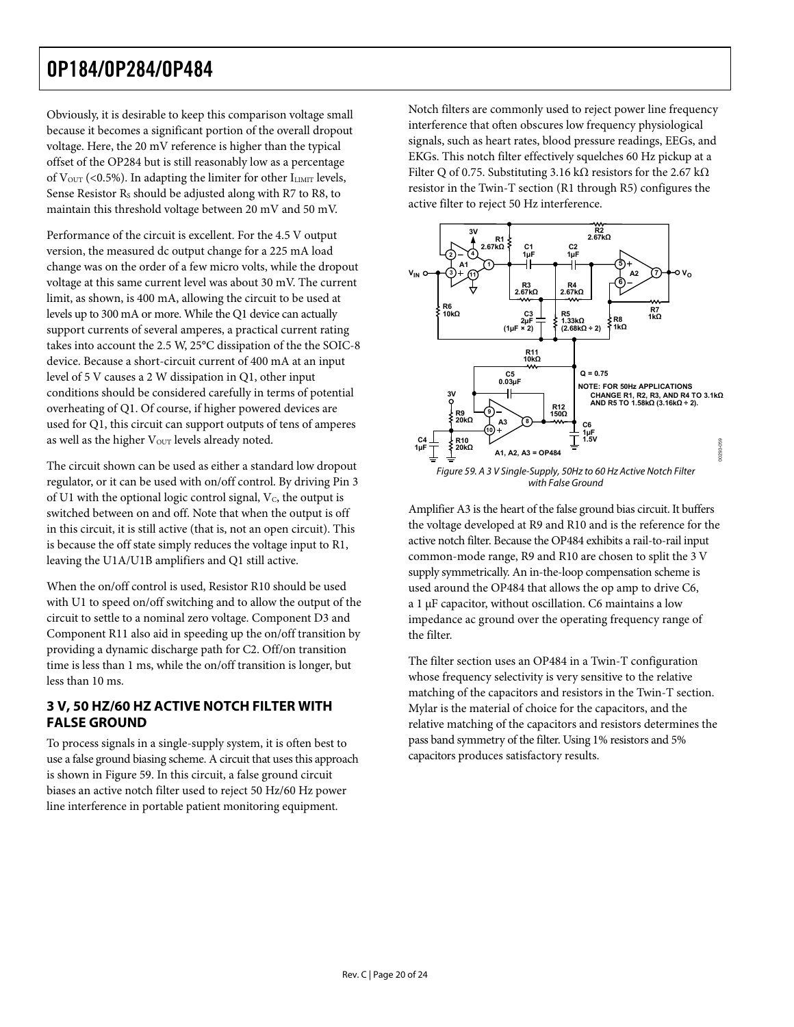Obviously, it is desirable to keep this comparison voltage small because it becomes a significant portion of the overall dropout voltage. Here, the 20 mV reference is higher than the typical offset of the OP284 but is still reasonably low as a percentage of $V_{OUT}$ (<0.5%). In adapting the limiter for other $I_{LIMIT}$ levels, Sense Resistor $R_S$ should be adjusted along with R7 to R8, to maintain this threshold voltage between 20 mV and 50 mV.

Performance of the circuit is excellent. For the 4.5 V output version, the measured dc output change for a 225 mA load change was on the order of a few micro volts, while the dropout voltage at this same current level was about 30 mV. The current limit, as shown, is 400 mA, allowing the circuit to be used at levels up to 300 mA or more. While the Q1 device can actually support currents of several amperes, a practical current rating takes into account the 2.5 W, 25°C dissipation of the the SOIC-8 device. Because a short-circuit current of 400 mA at an input level of 5 V causes a 2 W dissipation in Q1, other input conditions should be considered carefully in terms of potential overheating of Q1. Of course, if higher powered devices are used for Q1, this circuit can support outputs of tens of amperes as well as the higher $V_{OUT}$ levels already noted.

The circuit shown can be used as either a standard low dropout regulator, or it can be used with on/off control. By driving Pin 3 of U1 with the optional logic control signal, $V_C$, the output is switched between on and off. Note that when the output is off in this circuit, it is still active (that is, not an open circuit). This is because the off state simply reduces the voltage input to R1, leaving the U1A/U1B amplifiers and Q1 still active.

When the on/off control is used, Resistor R10 should be used with U1 to speed on/off switching and to allow the output of the circuit to settle to a nominal zero voltage. Component D3 and Component R11 also aid in speeding up the on/off transition by providing a dynamic discharge path for C2. Off/on transition time is less than 1 ms, while the on/off transition is longer, but less than 10 ms.

## 3 V, 50 HZ/60 HZ ACTIVE NOTCH FILTER WITH FALSE GROUND

To process signals in a single-supply system, it is often best to use a false ground biasing scheme. A circuit that uses this approach is shown in Figure 59. In this circuit, a false ground circuit biases an active notch filter used to reject 50 Hz/60 Hz power line interference in portable patient monitoring equipment.

Notch filters are commonly used to reject power line frequency interference that often obscures low frequency physiological signals, such as heart rates, blood pressure readings, EEGs, and EKGs. This notch filter effectively squelches 60 Hz pickup at a Filter Q of 0.75. Substituting 3.16 kΩ resistors for the 2.67 kΩ resistor in the Twin-T section (R1 through R5) configures the active filter to reject 50 Hz interference.

*Figure 59. A 3 V Single-Supply, 50Hz to 60 Hz Active Notch Filter with False Ground*

Amplifier A3 is the heart of the false ground bias circuit. It buffers the voltage developed at R9 and R10 and is the reference for the active notch filter. Because the OP484 exhibits a rail-to-rail input common-mode range, R9 and R10 are chosen to split the 3 V supply symmetrically. An in-the-loop compensation scheme is used around the OP484 that allows the op amp to drive C6, a 1 µF capacitor, without oscillation. C6 maintains a low impedance ac ground over the operating frequency range of the filter.

The filter section uses an OP484 in a Twin-T configuration whose frequency selectivity is very sensitive to the relative matching of the capacitors and resistors in the Twin-T section. Mylar is the material of choice for the capacitors, and the relative matching of the capacitors and resistors determines the pass band symmetry of the filter. Using 1% resistors and 5% capacitors produces satisfactory results.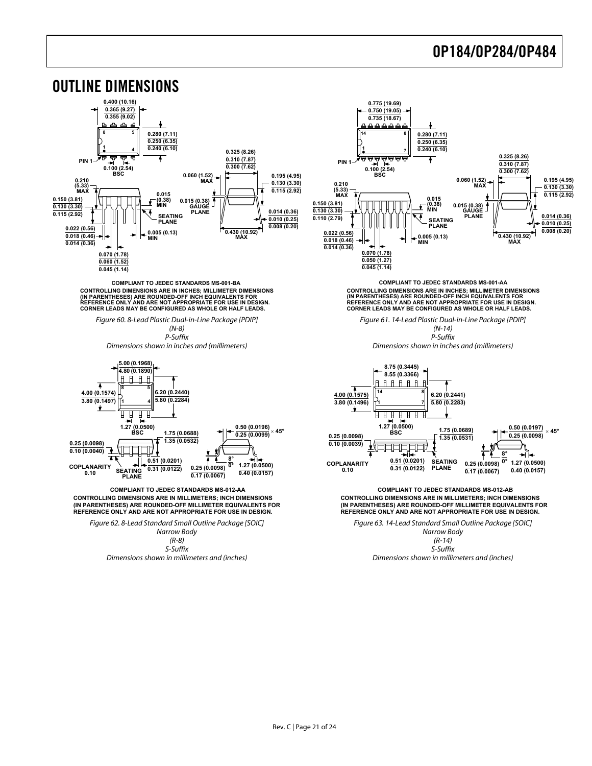# OUTLINE DIMENSIONS

COMPLIANT TO JEDEC STANDARDS MS-001-BA
CONTROLLING DIMENSIONS ARE IN INCHES; MILLIMETER DIMENSIONS (IN PARENTHESES) ARE ROUNDED-OFF INCH EQUIVALENTS FOR REFERENCE ONLY AND ARE NOT APPROPRIATE FOR USE IN DESIGN. CORNER LEADS MAY BE CONFIGURED AS WHOLE OR HALF LEADS.

*Figure 60. 8-Lead Plastic Dual-in-Line Package [PDIP]*
*(N-8)*
*P-Suffix*
*Dimensions shown in inches and (millimeters)*

COMPLIANT TO JEDEC STANDARDS MS-001-AA
CONTROLLING DIMENSIONS ARE IN INCHES; MILLIMETER DIMENSIONS (IN PARENTHESES) ARE ROUNDED-OFF INCH EQUIVALENTS FOR REFERENCE ONLY AND ARE NOT APPROPRIATE FOR USE IN DESIGN. CORNER LEADS MAY BE CONFIGURED AS WHOLE OR HALF LEADS.

*Figure 61. 14-Lead Plastic Dual-in-Line Package [PDIP]*
*(N-14)*
*P-Suffix*
*Dimensions shown in inches and (millimeters)*

COMPLIANT TO JEDEC STANDARDS MS-012-AA
CONTROLLING DIMENSIONS ARE IN MILLIMETERS; INCH DIMENSIONS (IN PARENTHESES) ARE ROUNDED-OFF MILLIMETER EQUIVALENTS FOR REFERENCE ONLY AND ARE NOT APPROPRIATE FOR USE IN DESIGN.

*Figure 62. 8-Lead Standard Small Outline Package [SOIC]*
*Narrow Body*
*(R-8)*
*S-Suffix*
*Dimensions shown in millimeters and (inches)*

COMPLIANT TO JEDEC STANDARDS MS-012-AB
CONTROLLING DIMENSIONS ARE IN MILLIMETERS; INCH DIMENSIONS (IN PARENTHESES) ARE ROUNDED-OFF MILLIMETER EQUIVALENTS FOR REFERENCE ONLY AND ARE NOT APPROPRIATE FOR USE IN DESIGN.

*Figure 63. 14-Lead Standard Small Outline Package [SOIC]*
*Narrow Body*
*(R-14)*
*S-Suffix*
*Dimensions shown in millimeters and (inches)*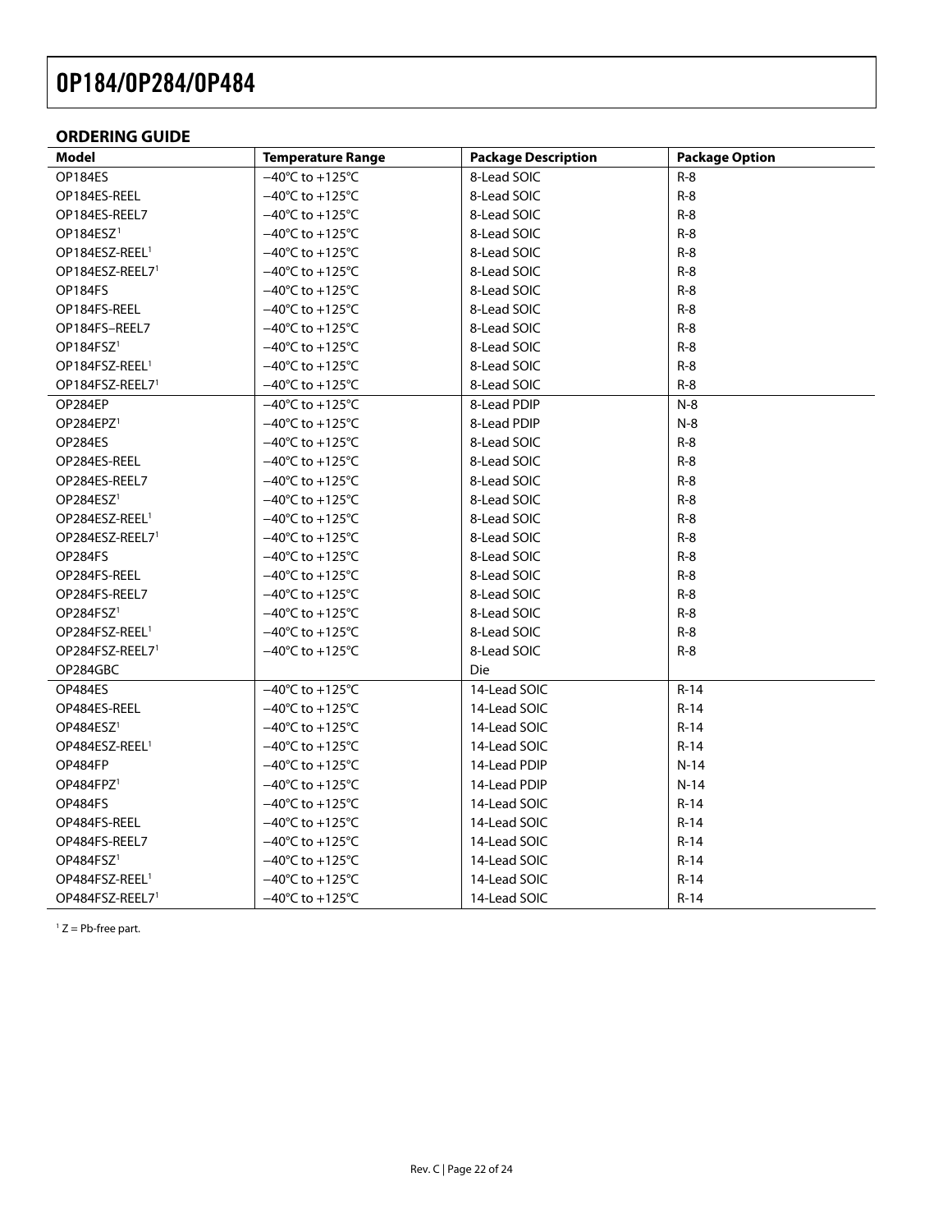## ORDERING GUIDE

| Model | Temperature Range | Package Description | Package Option |
|---|---|---|---|
| OP184ES | −40°C to +125°C | 8-Lead SOIC | R-8 |
| OP184ES-REEL | −40°C to +125°C | 8-Lead SOIC | R-8 |
| OP184ES-REEL7 | −40°C to +125°C | 8-Lead SOIC | R-8 |
| OP184ESZ[1] | −40°C to +125°C | 8-Lead SOIC | R-8 |
| OP184ESZ-REEL[1] | −40°C to +125°C | 8-Lead SOIC | R-8 |
| OP184ESZ-REEL7[1] | −40°C to +125°C | 8-Lead SOIC | R-8 |
| OP184FS | −40°C to +125°C | 8-Lead SOIC | R-8 |
| OP184FS-REEL | −40°C to +125°C | 8-Lead SOIC | R-8 |
| OP184FS–REEL7 | −40°C to +125°C | 8-Lead SOIC | R-8 |
| OP184FSZ[1] | −40°C to +125°C | 8-Lead SOIC | R-8 |
| OP184FSZ-REEL[1] | −40°C to +125°C | 8-Lead SOIC | R-8 |
| OP184FSZ-REEL7[1] | −40°C to +125°C | 8-Lead SOIC | R-8 |
| OP284EP | −40°C to +125°C | 8-Lead PDIP | N-8 |
| OP284EPZ[1] | −40°C to +125°C | 8-Lead PDIP | N-8 |
| OP284ES | −40°C to +125°C | 8-Lead SOIC | R-8 |
| OP284ES-REEL | −40°C to +125°C | 8-Lead SOIC | R-8 |
| OP284ES-REEL7 | −40°C to +125°C | 8-Lead SOIC | R-8 |
| OP284ESZ[1] | −40°C to +125°C | 8-Lead SOIC | R-8 |
| OP284ESZ-REEL[1] | −40°C to +125°C | 8-Lead SOIC | R-8 |
| OP284ESZ-REEL7[1] | −40°C to +125°C | 8-Lead SOIC | R-8 |
| OP284FS | −40°C to +125°C | 8-Lead SOIC | R-8 |
| OP284FS-REEL | −40°C to +125°C | 8-Lead SOIC | R-8 |
| OP284FS-REEL7 | −40°C to +125°C | 8-Lead SOIC | R-8 |
| OP284FSZ[1] | −40°C to +125°C | 8-Lead SOIC | R-8 |
| OP284FSZ-REEL[1] | −40°C to +125°C | 8-Lead SOIC | R-8 |
| OP284FSZ-REEL7[1] | −40°C to +125°C | 8-Lead SOIC | R-8 |
| OP284GBC | | Die | |
| OP484ES | −40°C to +125°C | 14-Lead SOIC | R-14 |
| OP484ES-REEL | −40°C to +125°C | 14-Lead SOIC | R-14 |
| OP484ESZ[1] | −40°C to +125°C | 14-Lead SOIC | R-14 |
| OP484ESZ-REEL[1] | −40°C to +125°C | 14-Lead SOIC | R-14 |
| OP484FP | −40°C to +125°C | 14-Lead PDIP | N-14 |
| OP484FPZ[1] | −40°C to +125°C | 14-Lead PDIP | N-14 |
| OP484FS | −40°C to +125°C | 14-Lead SOIC | R-14 |
| OP484FS-REEL | −40°C to +125°C | 14-Lead SOIC | R-14 |
| OP484FS-REEL7 | −40°C to +125°C | 14-Lead SOIC | R-14 |
| OP484FSZ[1] | −40°C to +125°C | 14-Lead SOIC | R-14 |
| OP484FSZ-REEL[1] | −40°C to +125°C | 14-Lead SOIC | R-14 |
| OP484FSZ-REEL7[1] | −40°C to +125°C | 14-Lead SOIC | R-14 |

[1] Z = Pb-free part.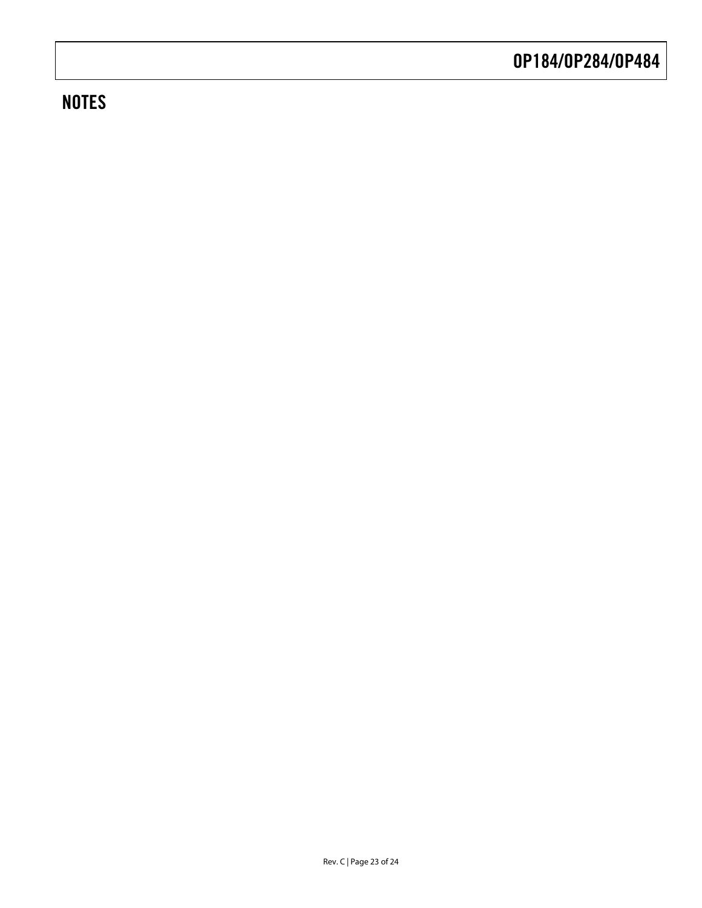## NOTES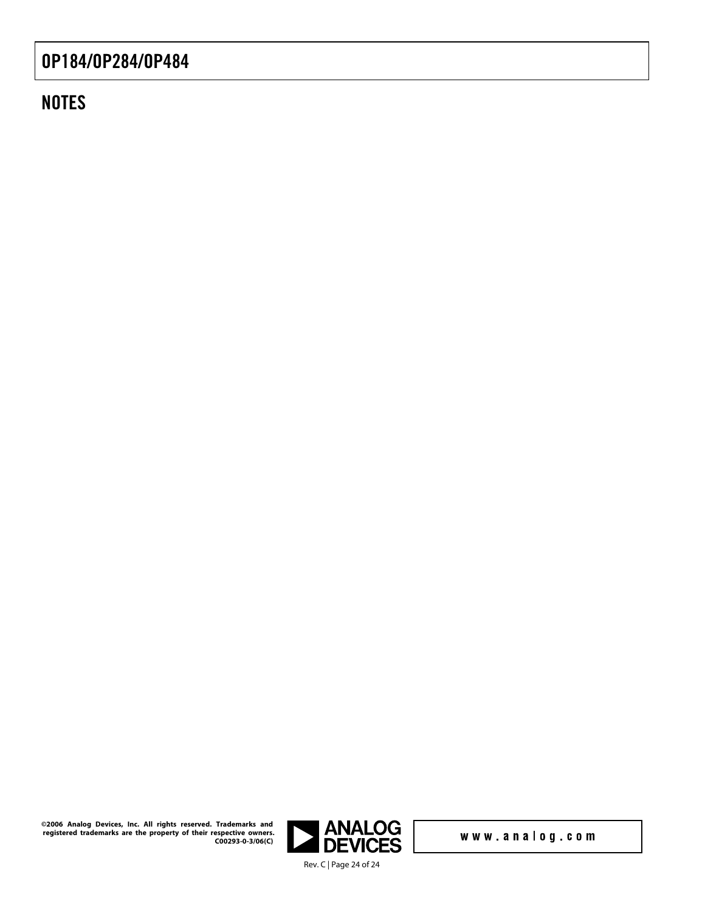## NOTES

©2006 Analog Devices, Inc. All rights reserved. Trademarks and registered trademarks are the property of their respective owners.
C00293-0-3/06(C)